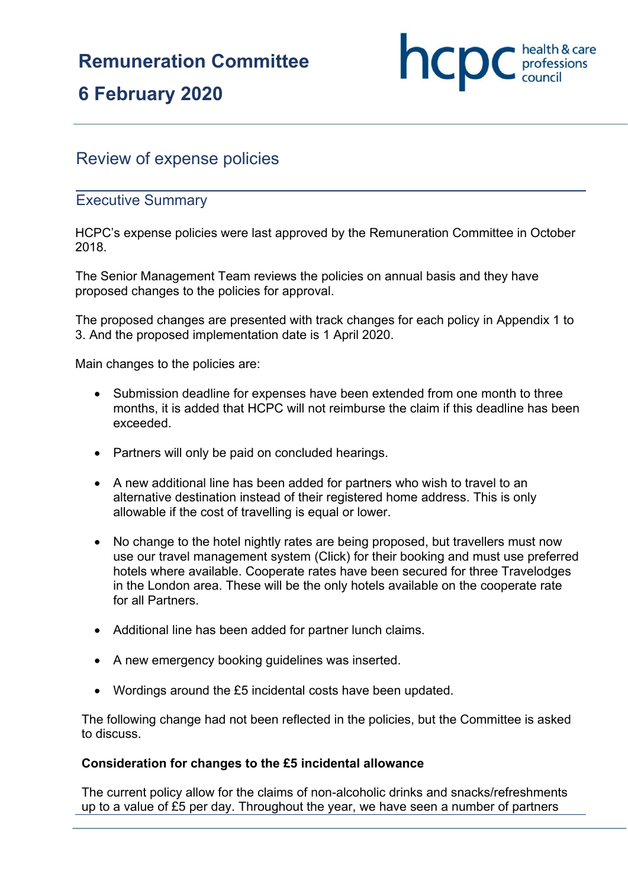# Remuneration Committee

# 6 February 2020

## Review of expense policies

### Executive Summary

HCPC's expense policies were last approved by the Remuneration Committee in October 2018.

The Senior Management Team reviews the policies on annual basis and they have proposed changes to the policies for approval.

The proposed changes are presented with track changes for each policy in Appendix 1 to 3. And the proposed implementation date is 1 April 2020.

Main changes to the policies are:

- Submission deadline for expenses have been extended from one month to three months, it is added that HCPC will not reimburse the claim if this deadline has been exceeded.
- Partners will only be paid on concluded hearings.
- A new additional line has been added for partners who wish to travel to an alternative destination instead of their registered home address. This is only allowable if the cost of travelling is equal or lower.
- No change to the hotel nightly rates are being proposed, but travellers must now use our travel management system (Click) for their booking and must use preferred hotels where available. Cooperate rates have been secured for three Travelodges in the London area. These will be the only hotels available on the cooperate rate for all Partners.
- Additional line has been added for partner lunch claims.
- A new emergency booking guidelines was inserted.
- Wordings around the £5 incidental costs have been updated.

The following change had not been reflected in the policies, but the Committee is asked to discuss.

**Consideration for changes to the £5 incidental allowance**

The current policy allow for the claims of non-alcoholic drinks and snacks/refreshments up to a value of £5 per day. Throughout the year, we have seen a number of partners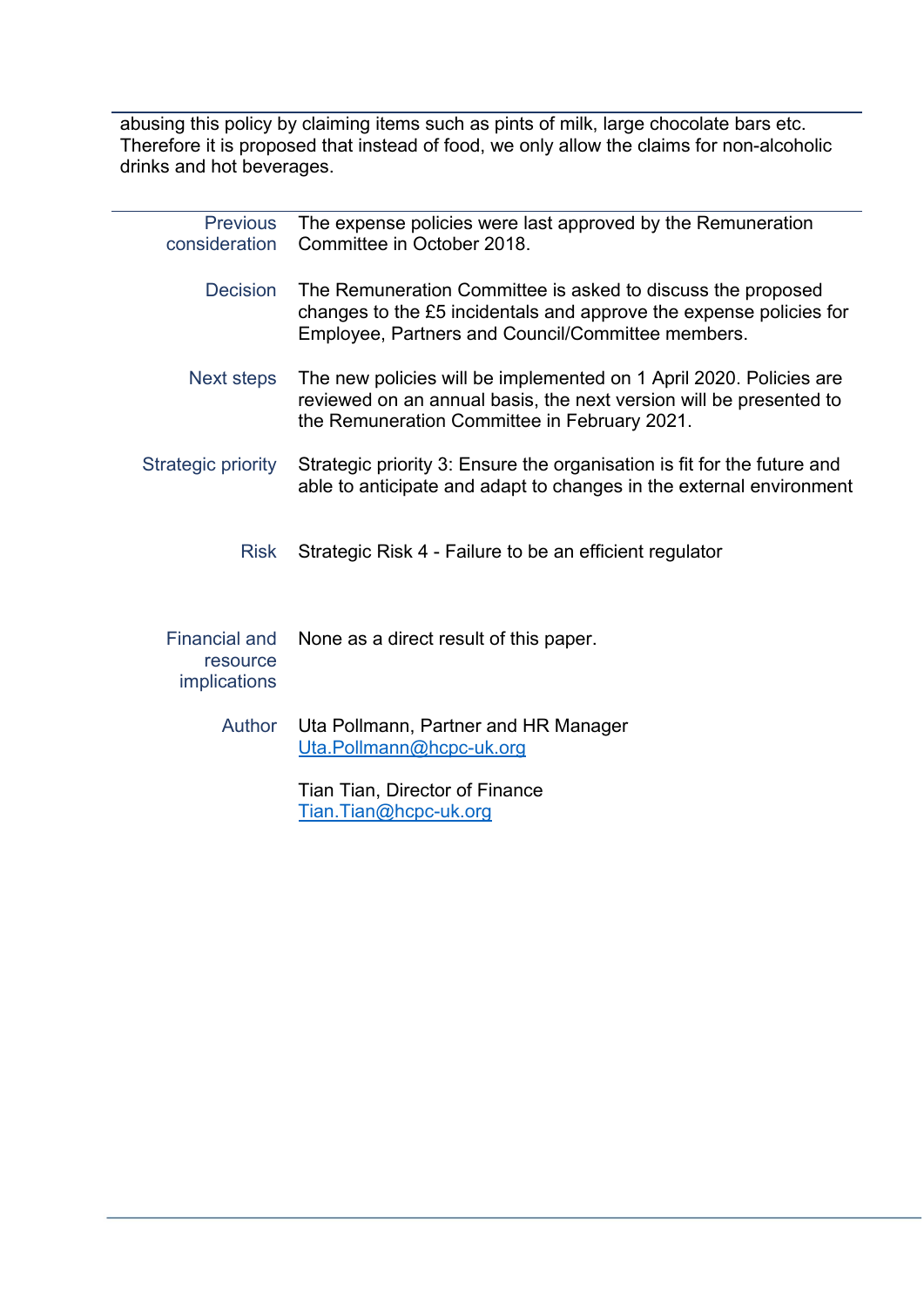abusing this policy by claiming items such as pints of milk, large chocolate bars etc. Therefore it is proposed that instead of food, we only allow the claims for non-alcoholic drinks and hot beverages.

| | |
|---|---|
| Previous consideration | The expense policies were last approved by the Remuneration Committee in October 2018. |
| Decision | The Remuneration Committee is asked to discuss the proposed changes to the £5 incidentals and approve the expense policies for Employee, Partners and Council/Committee members. |
| Next steps | The new policies will be implemented on 1 April 2020. Policies are reviewed on an annual basis, the next version will be presented to the Remuneration Committee in February 2021. |
| Strategic priority | Strategic priority 3: Ensure the organisation is fit for the future and able to anticipate and adapt to changes in the external environment |
| Risk | Strategic Risk 4 - Failure to be an efficient regulator |
| Financial and resource implications | None as a direct result of this paper. |
| Author | Uta Pollmann, Partner and HR Manager<br>Uta.Pollmann@hcpc-uk.org<br><br>Tian Tian, Director of Finance<br>Tian.Tian@hcpc-uk.org |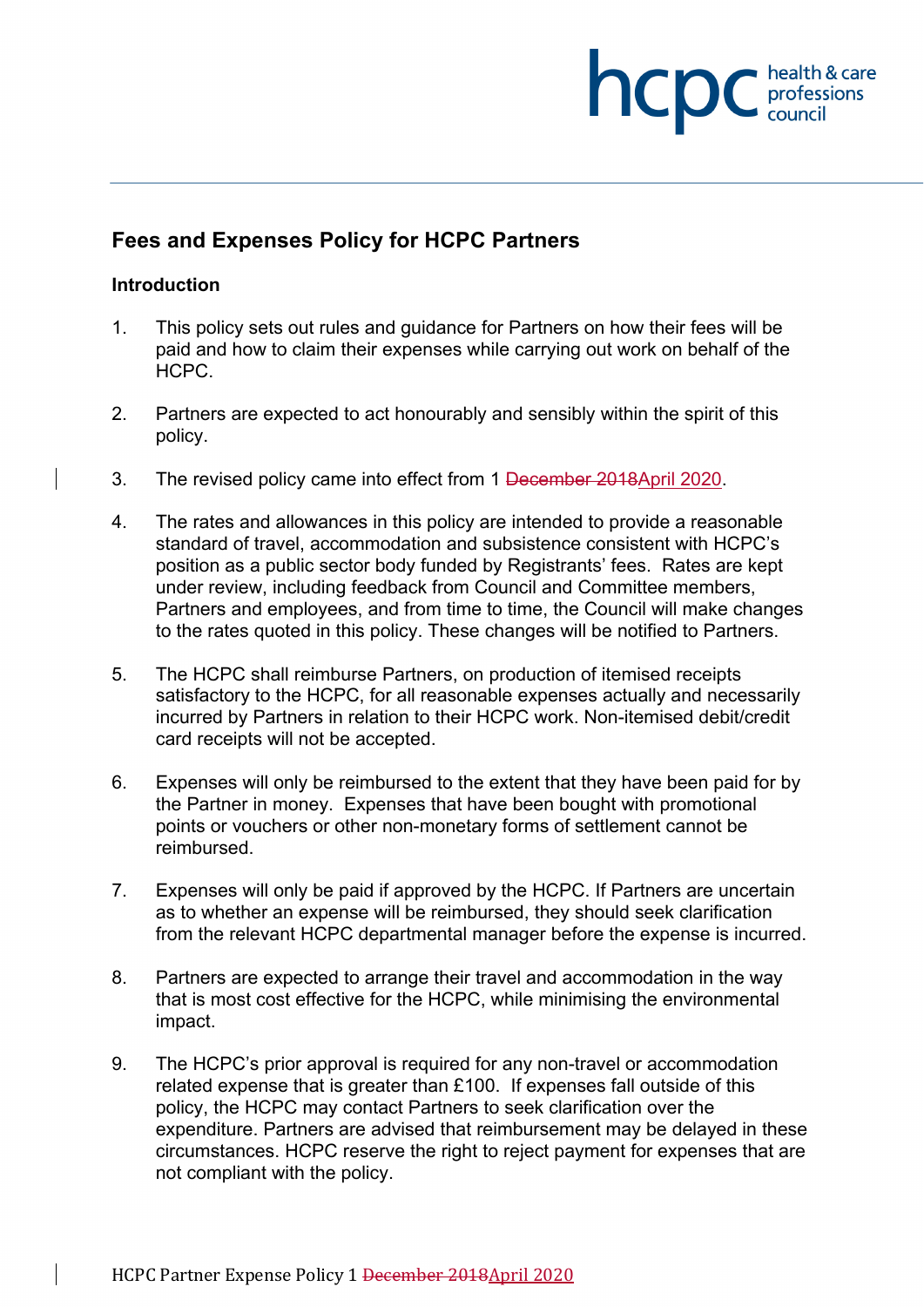# Fees and Expenses Policy for HCPC Partners

## Introduction

1. This policy sets out rules and guidance for Partners on how their fees will be paid and how to claim their expenses while carrying out work on behalf of the HCPC.

2. Partners are expected to act honourably and sensibly within the spirit of this policy.

3. The revised policy came into effect from 1 ~~December 2018~~April 2020.

4. The rates and allowances in this policy are intended to provide a reasonable standard of travel, accommodation and subsistence consistent with HCPC's position as a public sector body funded by Registrants' fees. Rates are kept under review, including feedback from Council and Committee members, Partners and employees, and from time to time, the Council will make changes to the rates quoted in this policy. These changes will be notified to Partners.

5. The HCPC shall reimburse Partners, on production of itemised receipts satisfactory to the HCPC, for all reasonable expenses actually and necessarily incurred by Partners in relation to their HCPC work. Non-itemised debit/credit card receipts will not be accepted.

6. Expenses will only be reimbursed to the extent that they have been paid for by the Partner in money. Expenses that have been bought with promotional points or vouchers or other non-monetary forms of settlement cannot be reimbursed.

7. Expenses will only be paid if approved by the HCPC. If Partners are uncertain as to whether an expense will be reimbursed, they should seek clarification from the relevant HCPC departmental manager before the expense is incurred.

8. Partners are expected to arrange their travel and accommodation in the way that is most cost effective for the HCPC, while minimising the environmental impact.

9. The HCPC's prior approval is required for any non-travel or accommodation related expense that is greater than £100. If expenses fall outside of this policy, the HCPC may contact Partners to seek clarification over the expenditure. Partners are advised that reimbursement may be delayed in these circumstances. HCPC reserve the right to reject payment for expenses that are not compliant with the policy.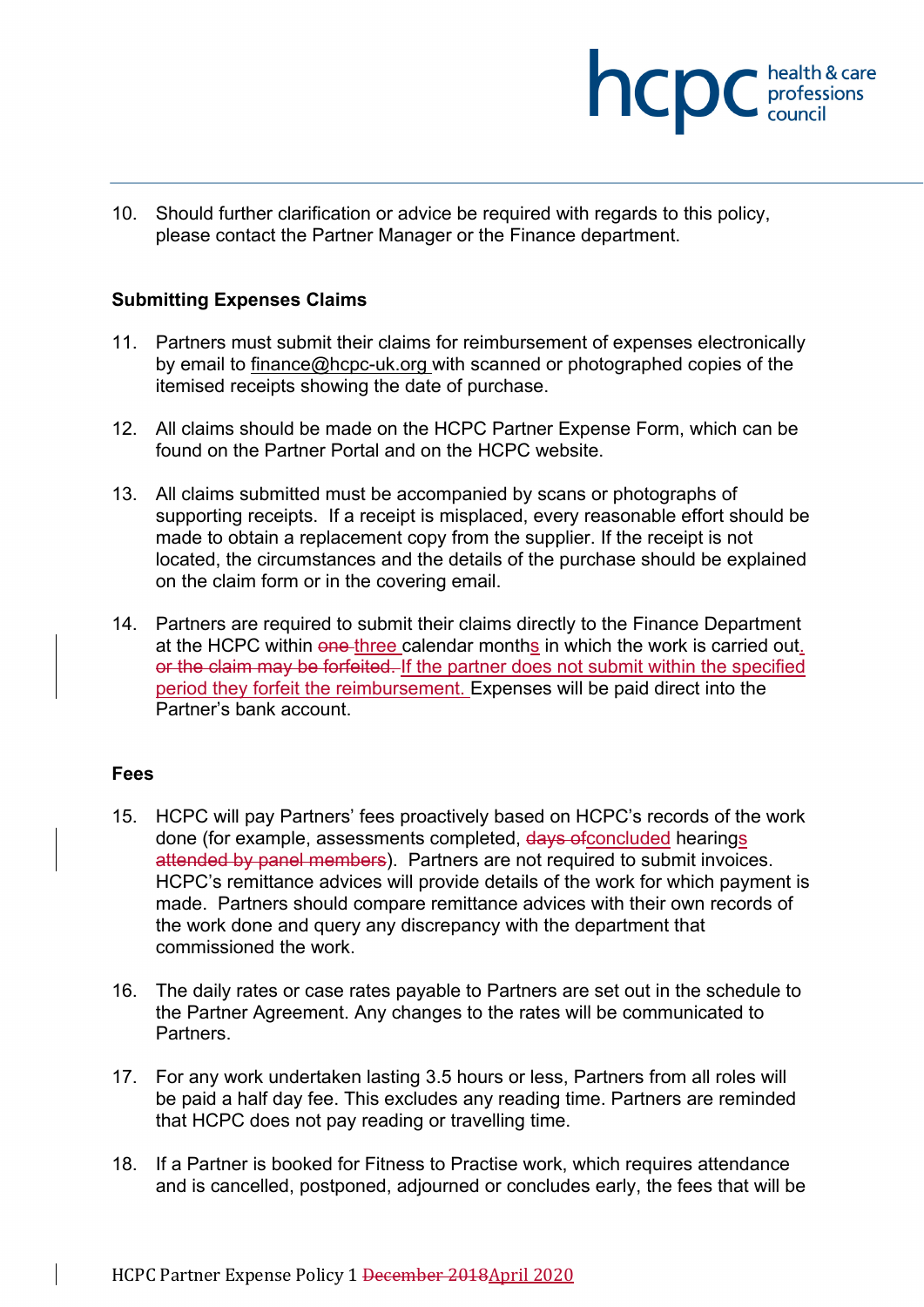10. Should further clarification or advice be required with regards to this policy, please contact the Partner Manager or the Finance department.

**Submitting Expenses Claims**

11. Partners must submit their claims for reimbursement of expenses electronically by email to finance@hcpc-uk.org with scanned or photographed copies of the itemised receipts showing the date of purchase.

12. All claims should be made on the HCPC Partner Expense Form, which can be found on the Partner Portal and on the HCPC website.

13. All claims submitted must be accompanied by scans or photographs of supporting receipts. If a receipt is misplaced, every reasonable effort should be made to obtain a replacement copy from the supplier. If the receipt is not located, the circumstances and the details of the purchase should be explained on the claim form or in the covering email.

14. Partners are required to submit their claims directly to the Finance Department at the HCPC within ~~one~~ three calendar months in which the work is carried out. ~~or the claim may be forfeited.~~ If the partner does not submit within the specified period they forfeit the reimbursement. Expenses will be paid direct into the Partner's bank account.

**Fees**

15. HCPC will pay Partners' fees proactively based on HCPC's records of the work done (for example, assessments completed, ~~days of~~concluded hearings ~~attended by panel members~~). Partners are not required to submit invoices. HCPC's remittance advices will provide details of the work for which payment is made. Partners should compare remittance advices with their own records of the work done and query any discrepancy with the department that commissioned the work.

16. The daily rates or case rates payable to Partners are set out in the schedule to the Partner Agreement. Any changes to the rates will be communicated to Partners.

17. For any work undertaken lasting 3.5 hours or less, Partners from all roles will be paid a half day fee. This excludes any reading time. Partners are reminded that HCPC does not pay reading or travelling time.

18. If a Partner is booked for Fitness to Practise work, which requires attendance and is cancelled, postponed, adjourned or concludes early, the fees that will be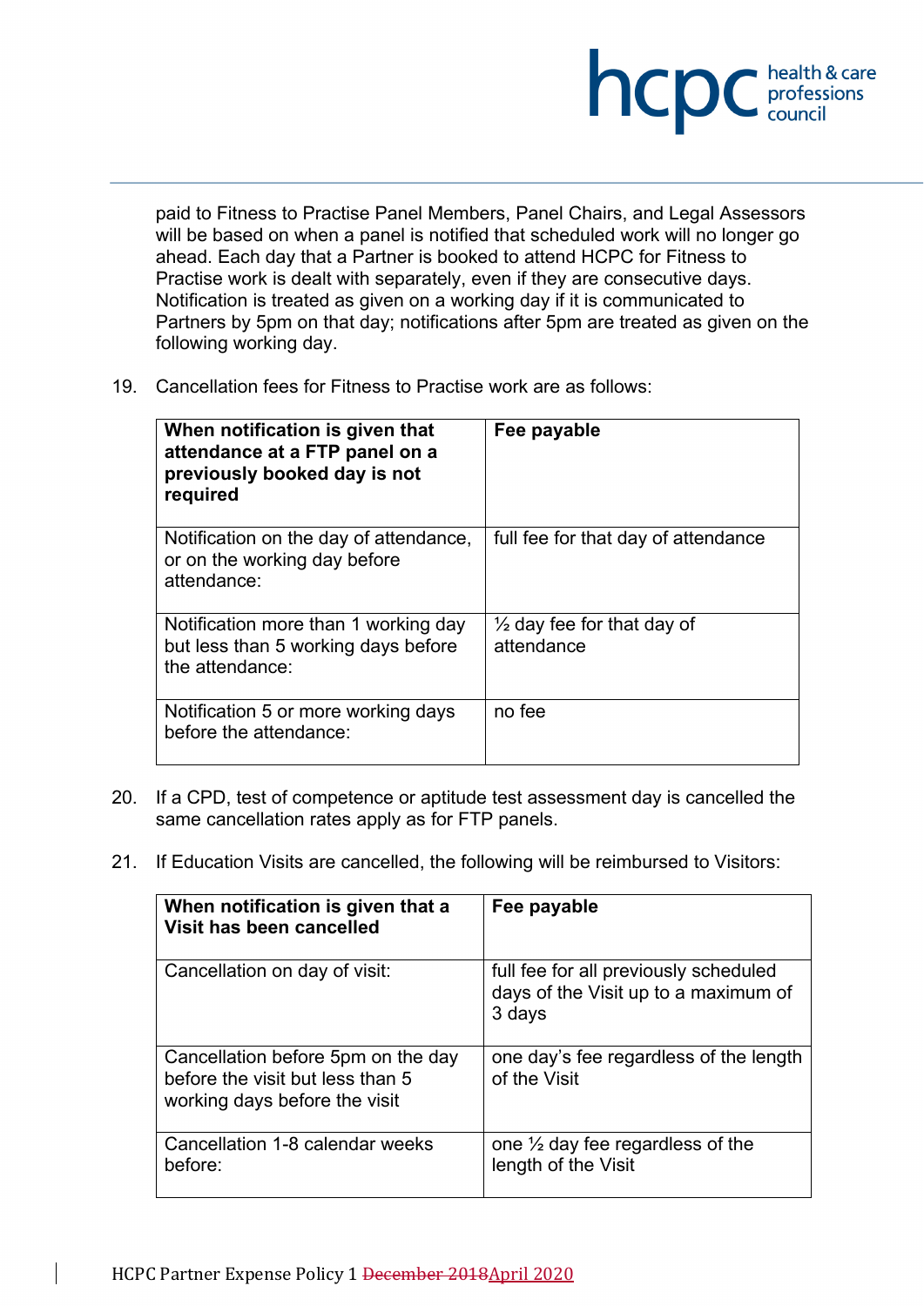paid to Fitness to Practise Panel Members, Panel Chairs, and Legal Assessors will be based on when a panel is notified that scheduled work will no longer go ahead. Each day that a Partner is booked to attend HCPC for Fitness to Practise work is dealt with separately, even if they are consecutive days. Notification is treated as given on a working day if it is communicated to Partners by 5pm on that day; notifications after 5pm are treated as given on the following working day.

19. Cancellation fees for Fitness to Practise work are as follows:

| When notification is given that attendance at a FTP panel on a previously booked day is not required | Fee payable |
|---|---|
| Notification on the day of attendance, or on the working day before attendance: | full fee for that day of attendance |
| Notification more than 1 working day but less than 5 working days before the attendance: | ½ day fee for that day of attendance |
| Notification 5 or more working days before the attendance: | no fee |

20. If a CPD, test of competence or aptitude test assessment day is cancelled the same cancellation rates apply as for FTP panels.

21. If Education Visits are cancelled, the following will be reimbursed to Visitors:

| When notification is given that a Visit has been cancelled | Fee payable |
|---|---|
| Cancellation on day of visit: | full fee for all previously scheduled days of the Visit up to a maximum of 3 days |
| Cancellation before 5pm on the day before the visit but less than 5 working days before the visit | one day's fee regardless of the length of the Visit |
| Cancellation 1-8 calendar weeks before: | one ½ day fee regardless of the length of the Visit |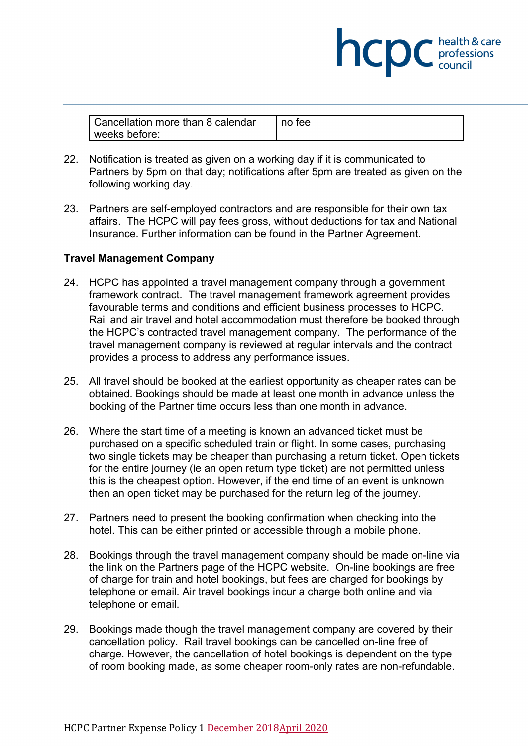| Cancellation more than 8 calendar weeks before: | no fee |
| --- | --- |

22. Notification is treated as given on a working day if it is communicated to Partners by 5pm on that day; notifications after 5pm are treated as given on the following working day.

23. Partners are self-employed contractors and are responsible for their own tax affairs. The HCPC will pay fees gross, without deductions for tax and National Insurance. Further information can be found in the Partner Agreement.

**Travel Management Company**

24. HCPC has appointed a travel management company through a government framework contract. The travel management framework agreement provides favourable terms and conditions and efficient business processes to HCPC. Rail and air travel and hotel accommodation must therefore be booked through the HCPC's contracted travel management company. The performance of the travel management company is reviewed at regular intervals and the contract provides a process to address any performance issues.

25. All travel should be booked at the earliest opportunity as cheaper rates can be obtained. Bookings should be made at least one month in advance unless the booking of the Partner time occurs less than one month in advance.

26. Where the start time of a meeting is known an advanced ticket must be purchased on a specific scheduled train or flight. In some cases, purchasing two single tickets may be cheaper than purchasing a return ticket. Open tickets for the entire journey (ie an open return type ticket) are not permitted unless this is the cheapest option. However, if the end time of an event is unknown then an open ticket may be purchased for the return leg of the journey.

27. Partners need to present the booking confirmation when checking into the hotel. This can be either printed or accessible through a mobile phone.

28. Bookings through the travel management company should be made on-line via the link on the Partners page of the HCPC website. On-line bookings are free of charge for train and hotel bookings, but fees are charged for bookings by telephone or email. Air travel bookings incur a charge both online and via telephone or email.

29. Bookings made though the travel management company are covered by their cancellation policy. Rail travel bookings can be cancelled on-line free of charge. However, the cancellation of hotel bookings is dependent on the type of room booking made, as some cheaper room-only rates are non-refundable.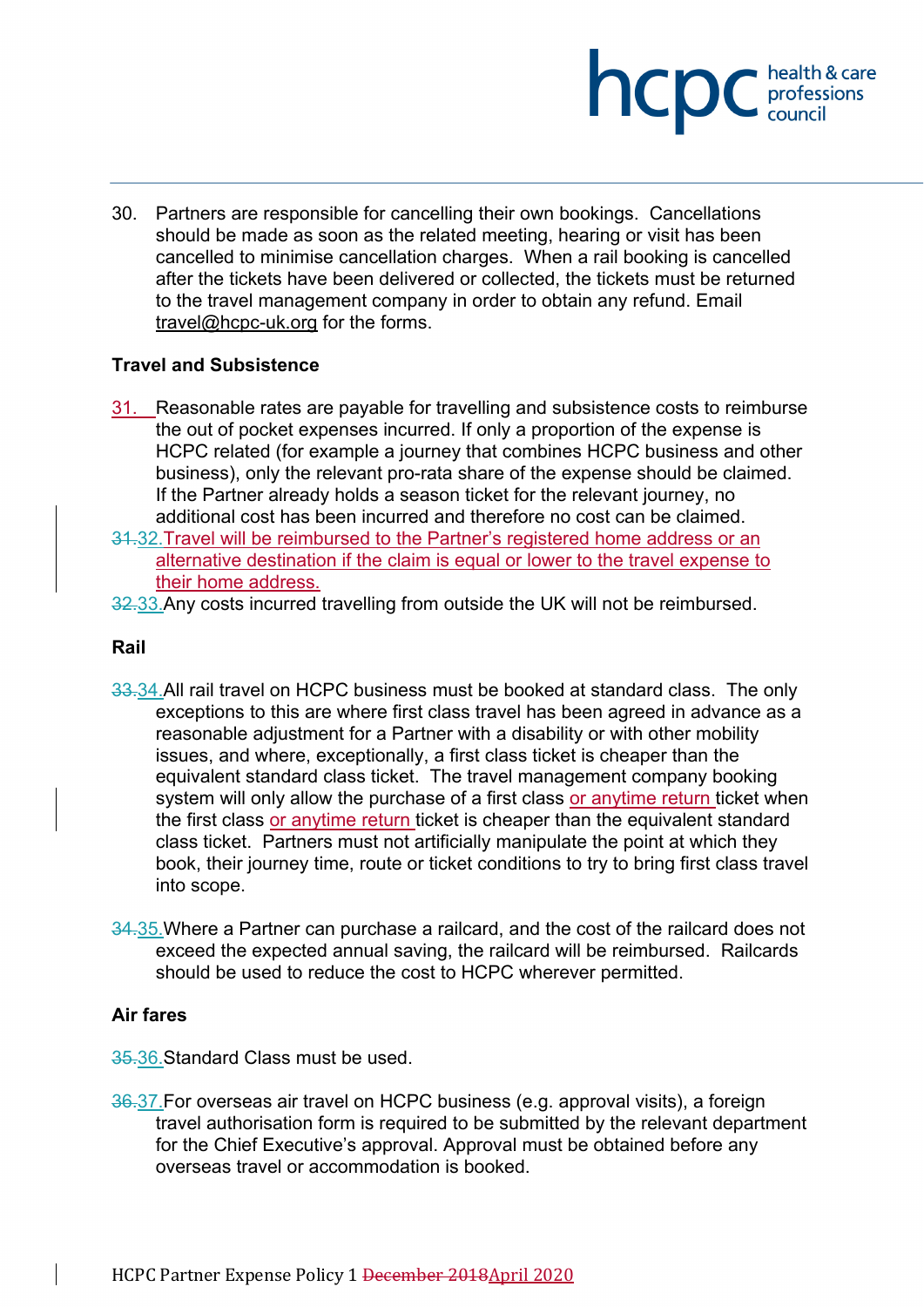30. Partners are responsible for cancelling their own bookings. Cancellations should be made as soon as the related meeting, hearing or visit has been cancelled to minimise cancellation charges. When a rail booking is cancelled after the tickets have been delivered or collected, the tickets must be returned to the travel management company in order to obtain any refund. Email travel@hcpc-uk.org for the forms.

**Travel and Subsistence**

31. Reasonable rates are payable for travelling and subsistence costs to reimburse the out of pocket expenses incurred. If only a proportion of the expense is HCPC related (for example a journey that combines HCPC business and other business), only the relevant pro-rata share of the expense should be claimed. If the Partner already holds a season ticket for the relevant journey, no additional cost has been incurred and therefore no cost can be claimed.

32. Travel will be reimbursed to the Partner's registered home address or an alternative destination if the claim is equal or lower to the travel expense to their home address.

33. Any costs incurred travelling from outside the UK will not be reimbursed.

**Rail**

34. All rail travel on HCPC business must be booked at standard class. The only exceptions to this are where first class travel has been agreed in advance as a reasonable adjustment for a Partner with a disability or with other mobility issues, and where, exceptionally, a first class ticket is cheaper than the equivalent standard class ticket. The travel management company booking system will only allow the purchase of a first class or anytime return ticket when the first class or anytime return ticket is cheaper than the equivalent standard class ticket. Partners must not artificially manipulate the point at which they book, their journey time, route or ticket conditions to try to bring first class travel into scope.

35. Where a Partner can purchase a railcard, and the cost of the railcard does not exceed the expected annual saving, the railcard will be reimbursed. Railcards should be used to reduce the cost to HCPC wherever permitted.

**Air fares**

36. Standard Class must be used.

37. For overseas air travel on HCPC business (e.g. approval visits), a foreign travel authorisation form is required to be submitted by the relevant department for the Chief Executive's approval. Approval must be obtained before any overseas travel or accommodation is booked.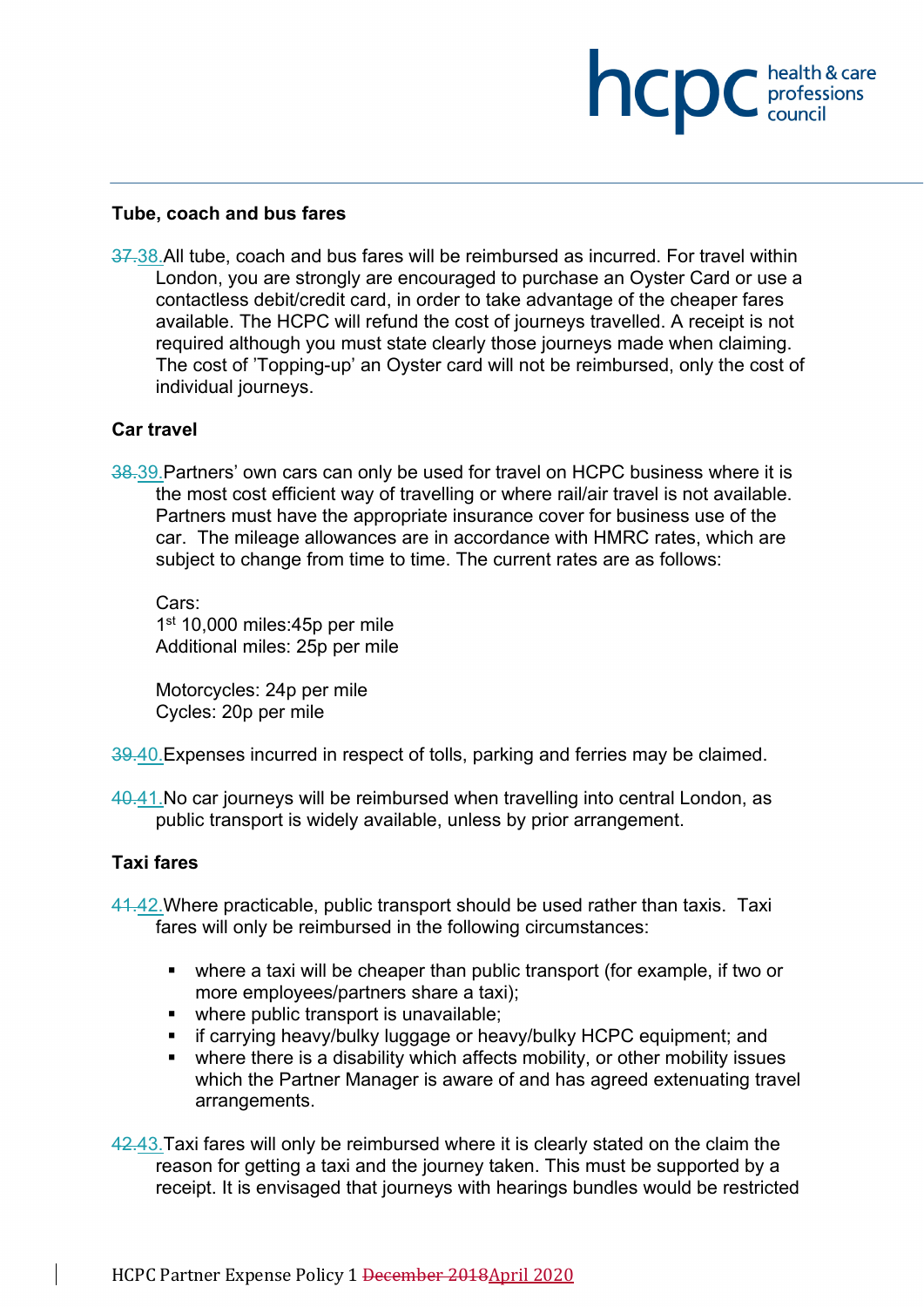**Tube, coach and bus fares**

~~37.~~38. All tube, coach and bus fares will be reimbursed as incurred. For travel within London, you are strongly are encouraged to purchase an Oyster Card or use a contactless debit/credit card, in order to take advantage of the cheaper fares available. The HCPC will refund the cost of journeys travelled. A receipt is not required although you must state clearly those journeys made when claiming. The cost of 'Topping-up' an Oyster card will not be reimbursed, only the cost of individual journeys.

**Car travel**

~~38.~~39. Partners' own cars can only be used for travel on HCPC business where it is the most cost efficient way of travelling or where rail/air travel is not available. Partners must have the appropriate insurance cover for business use of the car. The mileage allowances are in accordance with HMRC rates, which are subject to change from time to time. The current rates are as follows:

Cars:
1st 10,000 miles:45p per mile
Additional miles: 25p per mile

Motorcycles: 24p per mile
Cycles: 20p per mile

~~39.~~40. Expenses incurred in respect of tolls, parking and ferries may be claimed.

~~40.~~41. No car journeys will be reimbursed when travelling into central London, as public transport is widely available, unless by prior arrangement.

**Taxi fares**

~~41.~~42. Where practicable, public transport should be used rather than taxis. Taxi fares will only be reimbursed in the following circumstances:

- where a taxi will be cheaper than public transport (for example, if two or more employees/partners share a taxi);
- where public transport is unavailable;
- if carrying heavy/bulky luggage or heavy/bulky HCPC equipment; and
- where there is a disability which affects mobility, or other mobility issues which the Partner Manager is aware of and has agreed extenuating travel arrangements.

~~42.~~43. Taxi fares will only be reimbursed where it is clearly stated on the claim the reason for getting a taxi and the journey taken. This must be supported by a receipt. It is envisaged that journeys with hearings bundles would be restricted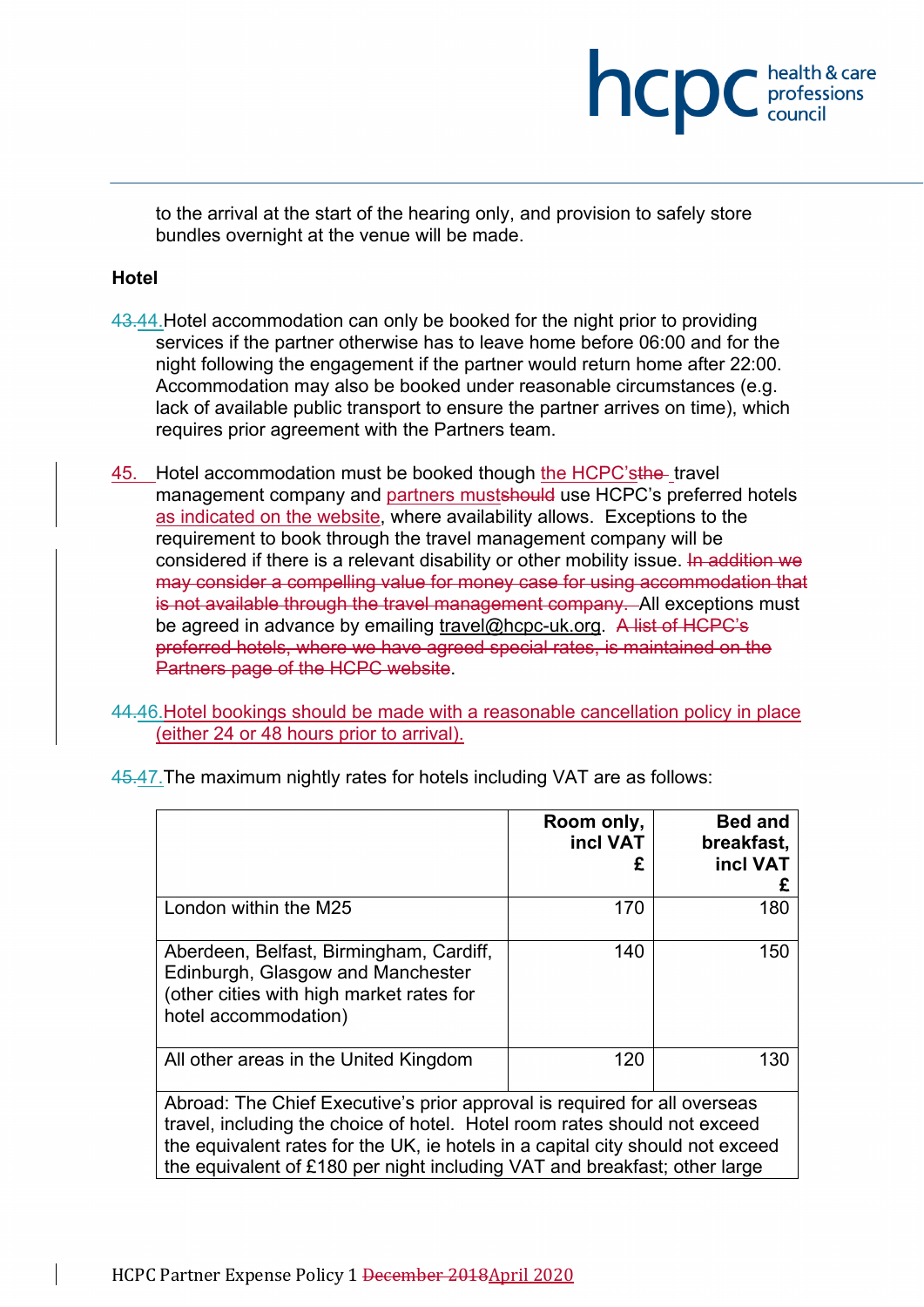to the arrival at the start of the hearing only, and provision to safely store bundles overnight at the venue will be made.

**Hotel**

~~43.~~44. Hotel accommodation can only be booked for the night prior to providing services if the partner otherwise has to leave home before 06:00 and for the night following the engagement if the partner would return home after 22:00. Accommodation may also be booked under reasonable circumstances (e.g. lack of available public transport to ensure the partner arrives on time), which requires prior agreement with the Partners team.

45. Hotel accommodation must be booked though the HCPC's~~the~~ travel management company and partners must~~should~~ use HCPC's preferred hotels as indicated on the website, where availability allows. Exceptions to the requirement to book through the travel management company will be considered if there is a relevant disability or other mobility issue. ~~In addition we may consider a compelling value for money case for using accommodation that is not available through the travel management company.~~ All exceptions must be agreed in advance by emailing travel@hcpc-uk.org. ~~A list of HCPC's preferred hotels, where we have agreed special rates, is maintained on the Partners page of the HCPC website~~.

~~44.~~46. Hotel bookings should be made with a reasonable cancellation policy in place (either 24 or 48 hours prior to arrival).

~~45.~~47. The maximum nightly rates for hotels including VAT are as follows:

| | Room only, incl VAT £ | Bed and breakfast, incl VAT £ |
|---|---|---|
| London within the M25 | 170 | 180 |
| Aberdeen, Belfast, Birmingham, Cardiff, Edinburgh, Glasgow and Manchester (other cities with high market rates for hotel accommodation) | 140 | 150 |
| All other areas in the United Kingdom | 120 | 130 |
| Abroad: The Chief Executive's prior approval is required for all overseas travel, including the choice of hotel. Hotel room rates should not exceed the equivalent rates for the UK, ie hotels in a capital city should not exceed the equivalent of £180 per night including VAT and breakfast; other large | | |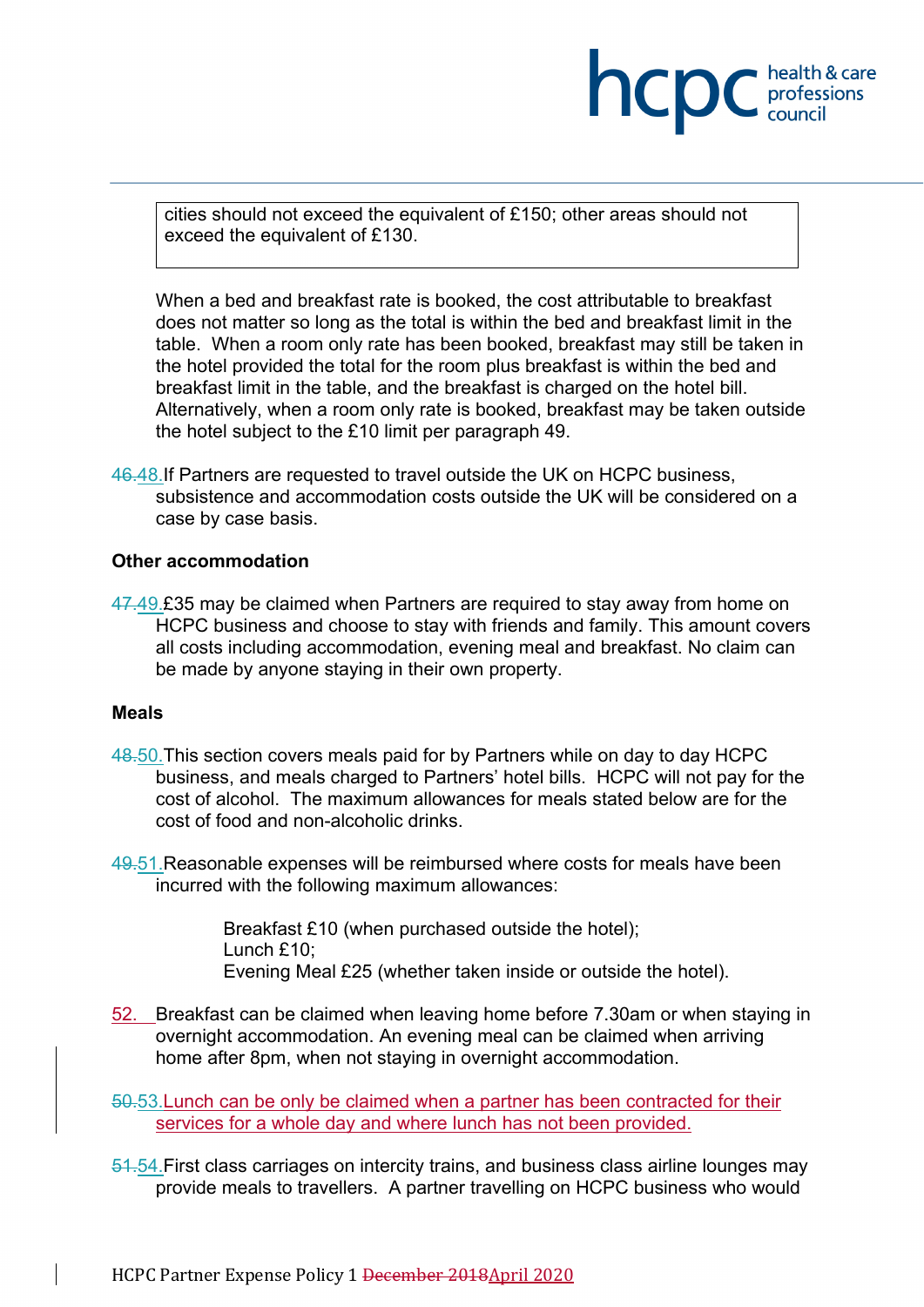cities should not exceed the equivalent of £150; other areas should not exceed the equivalent of £130.

When a bed and breakfast rate is booked, the cost attributable to breakfast does not matter so long as the total is within the bed and breakfast limit in the table. When a room only rate has been booked, breakfast may still be taken in the hotel provided the total for the room plus breakfast is within the bed and breakfast limit in the table, and the breakfast is charged on the hotel bill. Alternatively, when a room only rate is booked, breakfast may be taken outside the hotel subject to the £10 limit per paragraph 49.

~~46.~~48. If Partners are requested to travel outside the UK on HCPC business, subsistence and accommodation costs outside the UK will be considered on a case by case basis.

**Other accommodation**

~~47.~~49. £35 may be claimed when Partners are required to stay away from home on HCPC business and choose to stay with friends and family. This amount covers all costs including accommodation, evening meal and breakfast. No claim can be made by anyone staying in their own property.

**Meals**

~~48.~~50. This section covers meals paid for by Partners while on day to day HCPC business, and meals charged to Partners' hotel bills. HCPC will not pay for the cost of alcohol. The maximum allowances for meals stated below are for the cost of food and non-alcoholic drinks.

~~49.~~51. Reasonable expenses will be reimbursed where costs for meals have been incurred with the following maximum allowances:

Breakfast £10 (when purchased outside the hotel);
Lunch £10;
Evening Meal £25 (whether taken inside or outside the hotel).

52. Breakfast can be claimed when leaving home before 7.30am or when staying in overnight accommodation. An evening meal can be claimed when arriving home after 8pm, when not staying in overnight accommodation.

~~50.~~53. Lunch can be only be claimed when a partner has been contracted for their services for a whole day and where lunch has not been provided.

~~51.~~54. First class carriages on intercity trains, and business class airline lounges may provide meals to travellers. A partner travelling on HCPC business who would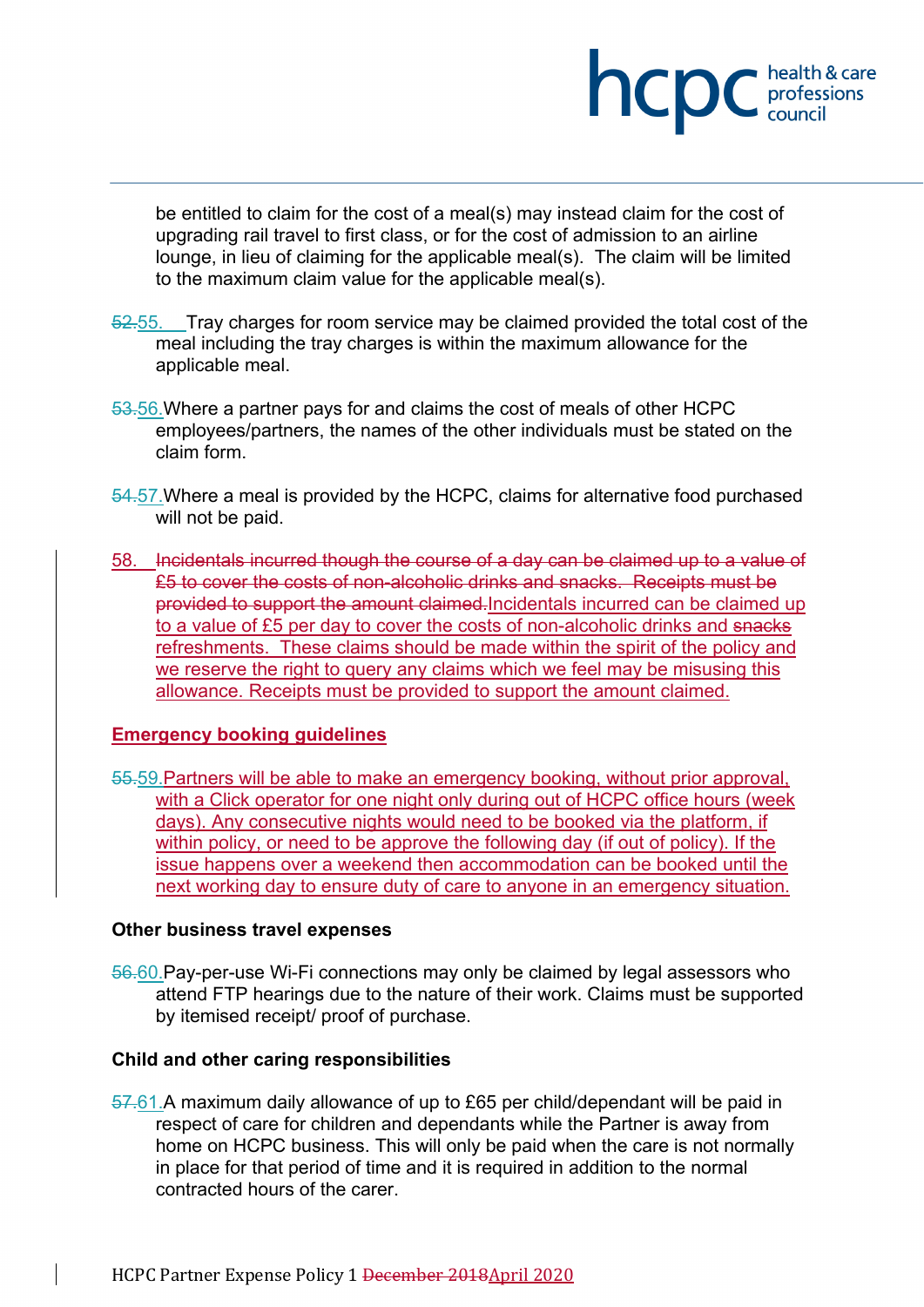be entitled to claim for the cost of a meal(s) may instead claim for the cost of upgrading rail travel to first class, or for the cost of admission to an airline lounge, in lieu of claiming for the applicable meal(s). The claim will be limited to the maximum claim value for the applicable meal(s).

~~52.~~55. Tray charges for room service may be claimed provided the total cost of the meal including the tray charges is within the maximum allowance for the applicable meal.

~~53.~~56. Where a partner pays for and claims the cost of meals of other HCPC employees/partners, the names of the other individuals must be stated on the claim form.

~~54.~~57. Where a meal is provided by the HCPC, claims for alternative food purchased will not be paid.

58. ~~Incidentals incurred though the course of a day can be claimed up to a value of £5 to cover the costs of non-alcoholic drinks and snacks. Receipts must be provided to support the amount claimed.~~ Incidentals incurred can be claimed up to a value of £5 per day to cover the costs of non-alcoholic drinks and ~~snacks~~ refreshments. These claims should be made within the spirit of the policy and we reserve the right to query any claims which we feel may be misusing this allowance. Receipts must be provided to support the amount claimed.

**Emergency booking guidelines**

~~55.~~59. Partners will be able to make an emergency booking, without prior approval, with a Click operator for one night only during out of HCPC office hours (week days). Any consecutive nights would need to be booked via the platform, if within policy, or need to be approve the following day (if out of policy). If the issue happens over a weekend then accommodation can be booked until the next working day to ensure duty of care to anyone in an emergency situation.

**Other business travel expenses**

~~56.~~60. Pay-per-use Wi-Fi connections may only be claimed by legal assessors who attend FTP hearings due to the nature of their work. Claims must be supported by itemised receipt/ proof of purchase.

**Child and other caring responsibilities**

~~57.~~61. A maximum daily allowance of up to £65 per child/dependant will be paid in respect of care for children and dependants while the Partner is away from home on HCPC business. This will only be paid when the care is not normally in place for that period of time and it is required in addition to the normal contracted hours of the carer.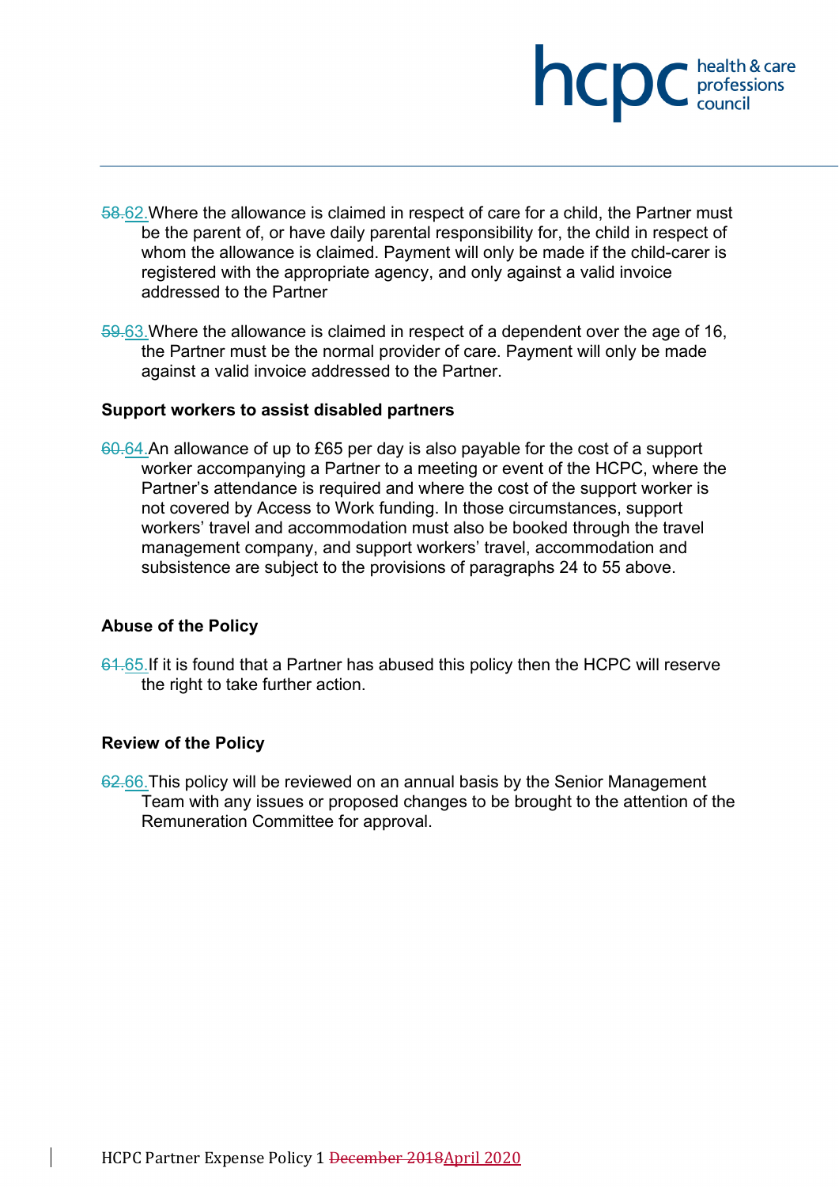~~58.~~62. Where the allowance is claimed in respect of care for a child, the Partner must be the parent of, or have daily parental responsibility for, the child in respect of whom the allowance is claimed. Payment will only be made if the child-carer is registered with the appropriate agency, and only against a valid invoice addressed to the Partner

~~59.~~63. Where the allowance is claimed in respect of a dependent over the age of 16, the Partner must be the normal provider of care. Payment will only be made against a valid invoice addressed to the Partner.

**Support workers to assist disabled partners**

~~60.~~64. An allowance of up to £65 per day is also payable for the cost of a support worker accompanying a Partner to a meeting or event of the HCPC, where the Partner's attendance is required and where the cost of the support worker is not covered by Access to Work funding. In those circumstances, support workers' travel and accommodation must also be booked through the travel management company, and support workers' travel, accommodation and subsistence are subject to the provisions of paragraphs 24 to 55 above.

**Abuse of the Policy**

~~61.~~65. If it is found that a Partner has abused this policy then the HCPC will reserve the right to take further action.

**Review of the Policy**

~~62.~~66. This policy will be reviewed on an annual basis by the Senior Management Team with any issues or proposed changes to be brought to the attention of the Remuneration Committee for approval.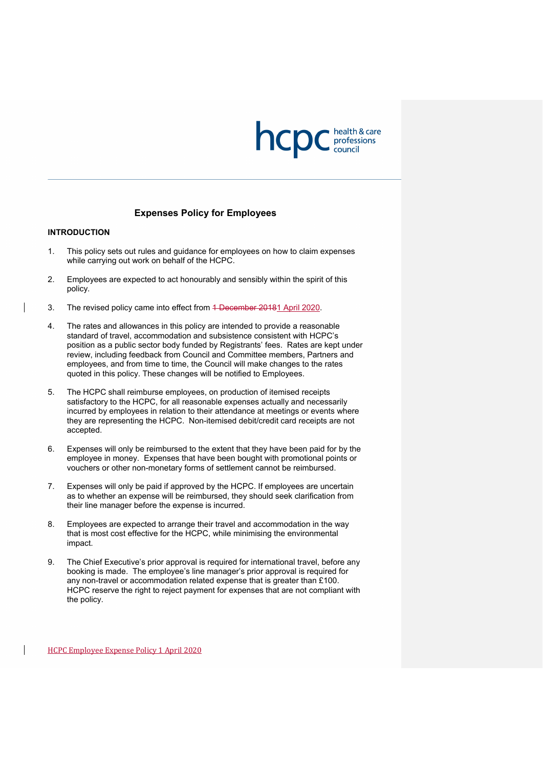## Expenses Policy for Employees

### INTRODUCTION

1. This policy sets out rules and guidance for employees on how to claim expenses while carrying out work on behalf of the HCPC.

2. Employees are expected to act honourably and sensibly within the spirit of this policy.

3. The revised policy came into effect from ~~1 December 2018~~1 April 2020.

4. The rates and allowances in this policy are intended to provide a reasonable standard of travel, accommodation and subsistence consistent with HCPC's position as a public sector body funded by Registrants' fees. Rates are kept under review, including feedback from Council and Committee members, Partners and employees, and from time to time, the Council will make changes to the rates quoted in this policy. These changes will be notified to Employees.

5. The HCPC shall reimburse employees, on production of itemised receipts satisfactory to the HCPC, for all reasonable expenses actually and necessarily incurred by employees in relation to their attendance at meetings or events where they are representing the HCPC. Non-itemised debit/credit card receipts are not accepted.

6. Expenses will only be reimbursed to the extent that they have been paid for by the employee in money. Expenses that have been bought with promotional points or vouchers or other non-monetary forms of settlement cannot be reimbursed.

7. Expenses will only be paid if approved by the HCPC. If employees are uncertain as to whether an expense will be reimbursed, they should seek clarification from their line manager before the expense is incurred.

8. Employees are expected to arrange their travel and accommodation in the way that is most cost effective for the HCPC, while minimising the environmental impact.

9. The Chief Executive's prior approval is required for international travel, before any booking is made. The employee's line manager's prior approval is required for any non-travel or accommodation related expense that is greater than £100. HCPC reserve the right to reject payment for expenses that are not compliant with the policy.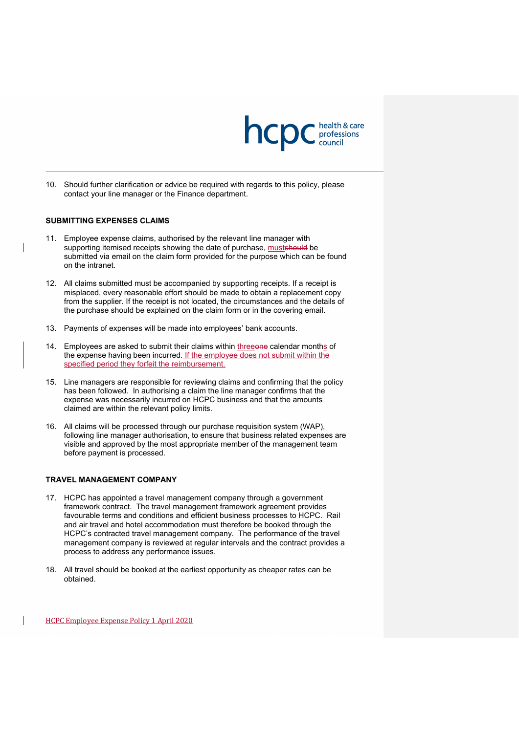10. Should further clarification or advice be required with regards to this policy, please contact your line manager or the Finance department.

**SUBMITTING EXPENSES CLAIMS**

11. Employee expense claims, authorised by the relevant line manager with supporting itemised receipts showing the date of purchase, must~~should~~ be submitted via email on the claim form provided for the purpose which can be found on the intranet.

12. All claims submitted must be accompanied by supporting receipts. If a receipt is misplaced, every reasonable effort should be made to obtain a replacement copy from the supplier. If the receipt is not located, the circumstances and the details of the purchase should be explained on the claim form or in the covering email.

13. Payments of expenses will be made into employees' bank accounts.

14. Employees are asked to submit their claims within three~~one~~ calendar months of the expense having been incurred. If the employee does not submit within the specified period they forfeit the reimbursement.

15. Line managers are responsible for reviewing claims and confirming that the policy has been followed. In authorising a claim the line manager confirms that the expense was necessarily incurred on HCPC business and that the amounts claimed are within the relevant policy limits.

16. All claims will be processed through our purchase requisition system (WAP), following line manager authorisation, to ensure that business related expenses are visible and approved by the most appropriate member of the management team before payment is processed.

**TRAVEL MANAGEMENT COMPANY**

17. HCPC has appointed a travel management company through a government framework contract. The travel management framework agreement provides favourable terms and conditions and efficient business processes to HCPC. Rail and air travel and hotel accommodation must therefore be booked through the HCPC's contracted travel management company. The performance of the travel management company is reviewed at regular intervals and the contract provides a process to address any performance issues.

18. All travel should be booked at the earliest opportunity as cheaper rates can be obtained.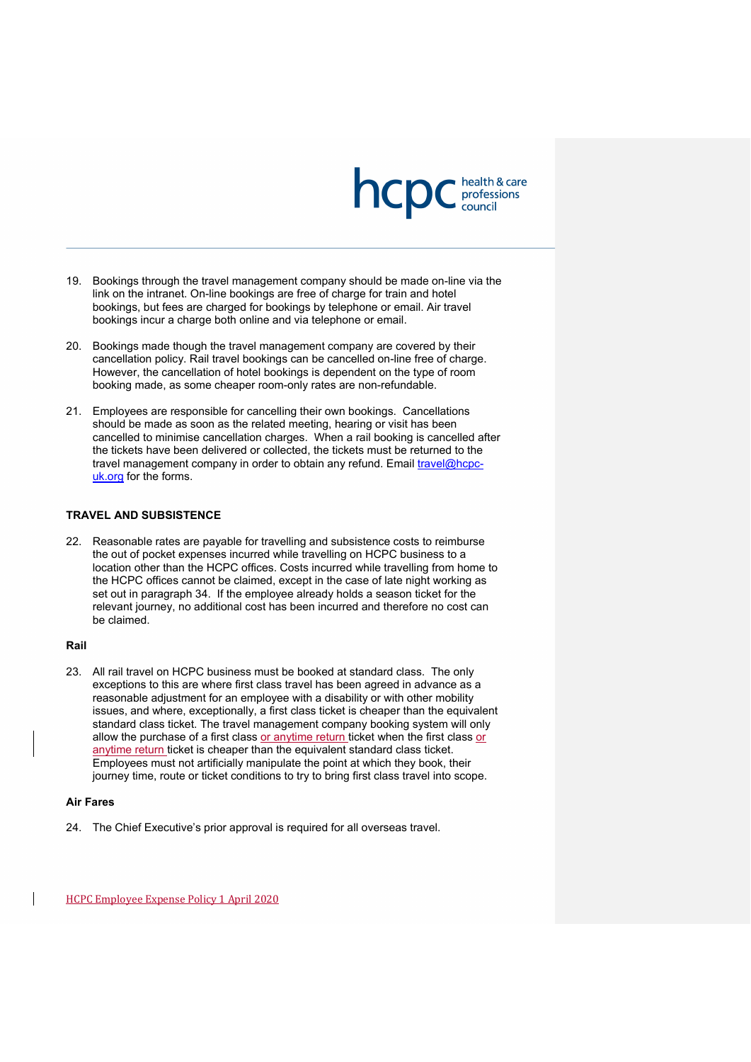19. Bookings through the travel management company should be made on-line via the link on the intranet. On-line bookings are free of charge for train and hotel bookings, but fees are charged for bookings by telephone or email. Air travel bookings incur a charge both online and via telephone or email.

20. Bookings made though the travel management company are covered by their cancellation policy. Rail travel bookings can be cancelled on-line free of charge. However, the cancellation of hotel bookings is dependent on the type of room booking made, as some cheaper room-only rates are non-refundable.

21. Employees are responsible for cancelling their own bookings. Cancellations should be made as soon as the related meeting, hearing or visit has been cancelled to minimise cancellation charges. When a rail booking is cancelled after the tickets have been delivered or collected, the tickets must be returned to the travel management company in order to obtain any refund. Email travel@hcpc-uk.org for the forms.

## TRAVEL AND SUBSISTENCE

22. Reasonable rates are payable for travelling and subsistence costs to reimburse the out of pocket expenses incurred while travelling on HCPC business to a location other than the HCPC offices. Costs incurred while travelling from home to the HCPC offices cannot be claimed, except in the case of late night working as set out in paragraph 34. If the employee already holds a season ticket for the relevant journey, no additional cost has been incurred and therefore no cost can be claimed.

### Rail

23. All rail travel on HCPC business must be booked at standard class. The only exceptions to this are where first class travel has been agreed in advance as a reasonable adjustment for an employee with a disability or with other mobility issues, and where, exceptionally, a first class ticket is cheaper than the equivalent standard class ticket. The travel management company booking system will only allow the purchase of a first class or anytime return ticket when the first class or anytime return ticket is cheaper than the equivalent standard class ticket. Employees must not artificially manipulate the point at which they book, their journey time, route or ticket conditions to try to bring first class travel into scope.

### Air Fares

24. The Chief Executive's prior approval is required for all overseas travel.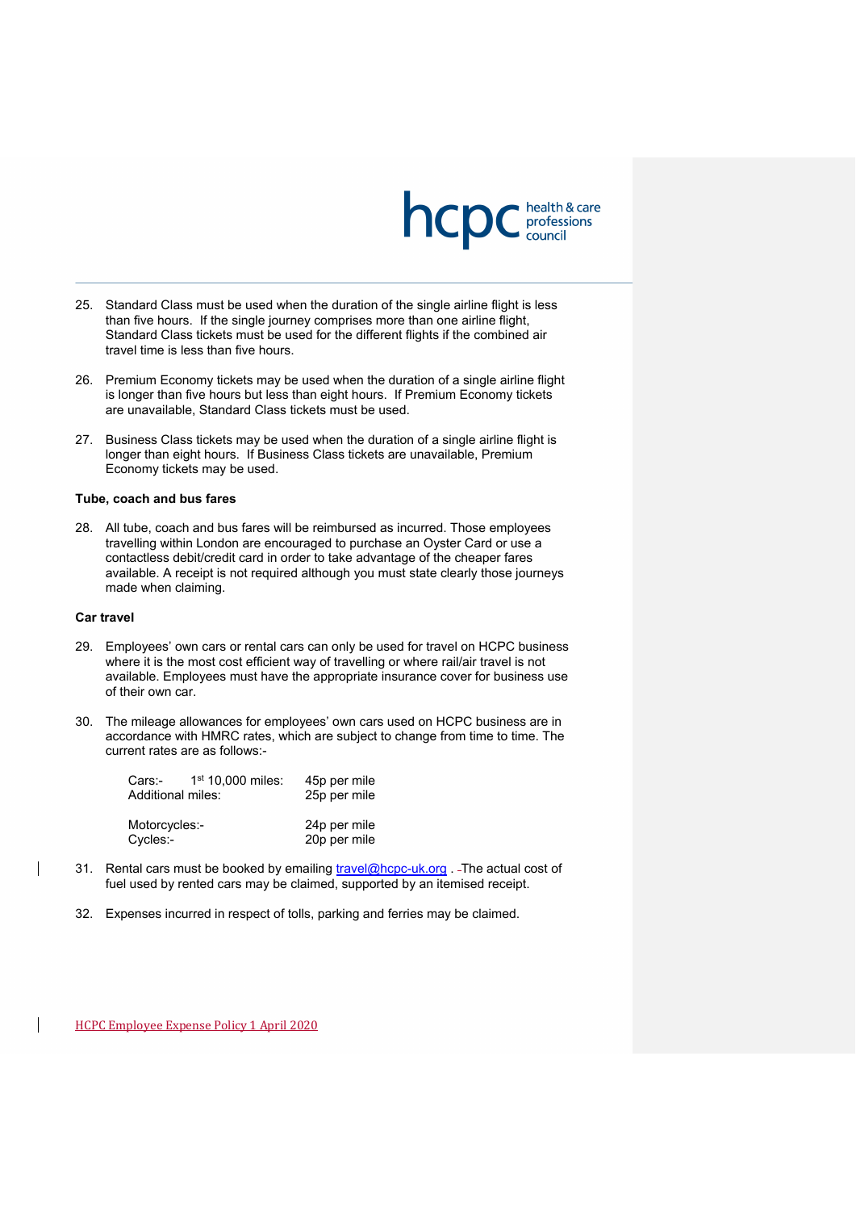25. Standard Class must be used when the duration of the single airline flight is less than five hours. If the single journey comprises more than one airline flight, Standard Class tickets must be used for the different flights if the combined air travel time is less than five hours.

26. Premium Economy tickets may be used when the duration of a single airline flight is longer than five hours but less than eight hours. If Premium Economy tickets are unavailable, Standard Class tickets must be used.

27. Business Class tickets may be used when the duration of a single airline flight is longer than eight hours. If Business Class tickets are unavailable, Premium Economy tickets may be used.

**Tube, coach and bus fares**

28. All tube, coach and bus fares will be reimbursed as incurred. Those employees travelling within London are encouraged to purchase an Oyster Card or use a contactless debit/credit card in order to take advantage of the cheaper fares available. A receipt is not required although you must state clearly those journeys made when claiming.

**Car travel**

29. Employees' own cars or rental cars can only be used for travel on HCPC business where it is the most cost efficient way of travelling or where rail/air travel is not available. Employees must have the appropriate insurance cover for business use of their own car.

30. The mileage allowances for employees' own cars used on HCPC business are in accordance with HMRC rates, which are subject to change from time to time. The current rates are as follows:-

| | |
|---|---|
| Cars:- 1st 10,000 miles: | 45p per mile |
| Additional miles: | 25p per mile |
| Motorcycles:- | 24p per mile |
| Cycles:- | 20p per mile |

31. Rental cars must be booked by emailing travel@hcpc-uk.org . The actual cost of fuel used by rented cars may be claimed, supported by an itemised receipt.

32. Expenses incurred in respect of tolls, parking and ferries may be claimed.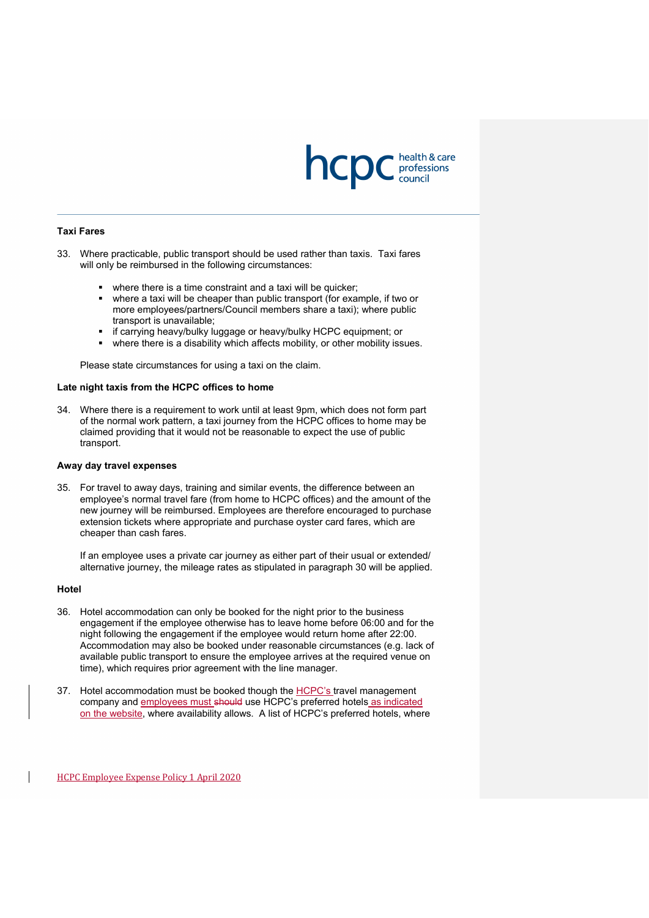**Taxi Fares**

33. Where practicable, public transport should be used rather than taxis. Taxi fares will only be reimbursed in the following circumstances:

    - where there is a time constraint and a taxi will be quicker;
    - where a taxi will be cheaper than public transport (for example, if two or more employees/partners/Council members share a taxi); where public transport is unavailable;
    - if carrying heavy/bulky luggage or heavy/bulky HCPC equipment; or
    - where there is a disability which affects mobility, or other mobility issues.

    Please state circumstances for using a taxi on the claim.

**Late night taxis from the HCPC offices to home**

34. Where there is a requirement to work until at least 9pm, which does not form part of the normal work pattern, a taxi journey from the HCPC offices to home may be claimed providing that it would not be reasonable to expect the use of public transport.

**Away day travel expenses**

35. For travel to away days, training and similar events, the difference between an employee's normal travel fare (from home to HCPC offices) and the amount of the new journey will be reimbursed. Employees are therefore encouraged to purchase extension tickets where appropriate and purchase oyster card fares, which are cheaper than cash fares.

    If an employee uses a private car journey as either part of their usual or extended/ alternative journey, the mileage rates as stipulated in paragraph 30 will be applied.

**Hotel**

36. Hotel accommodation can only be booked for the night prior to the business engagement if the employee otherwise has to leave home before 06:00 and for the night following the engagement if the employee would return home after 22:00. Accommodation may also be booked under reasonable circumstances (e.g. lack of available public transport to ensure the employee arrives at the required venue on time), which requires prior agreement with the line manager.

37. Hotel accommodation must be booked though the HCPC's travel management company and employees must ~~should~~ use HCPC's preferred hotels as indicated on the website, where availability allows. A list of HCPC's preferred hotels, where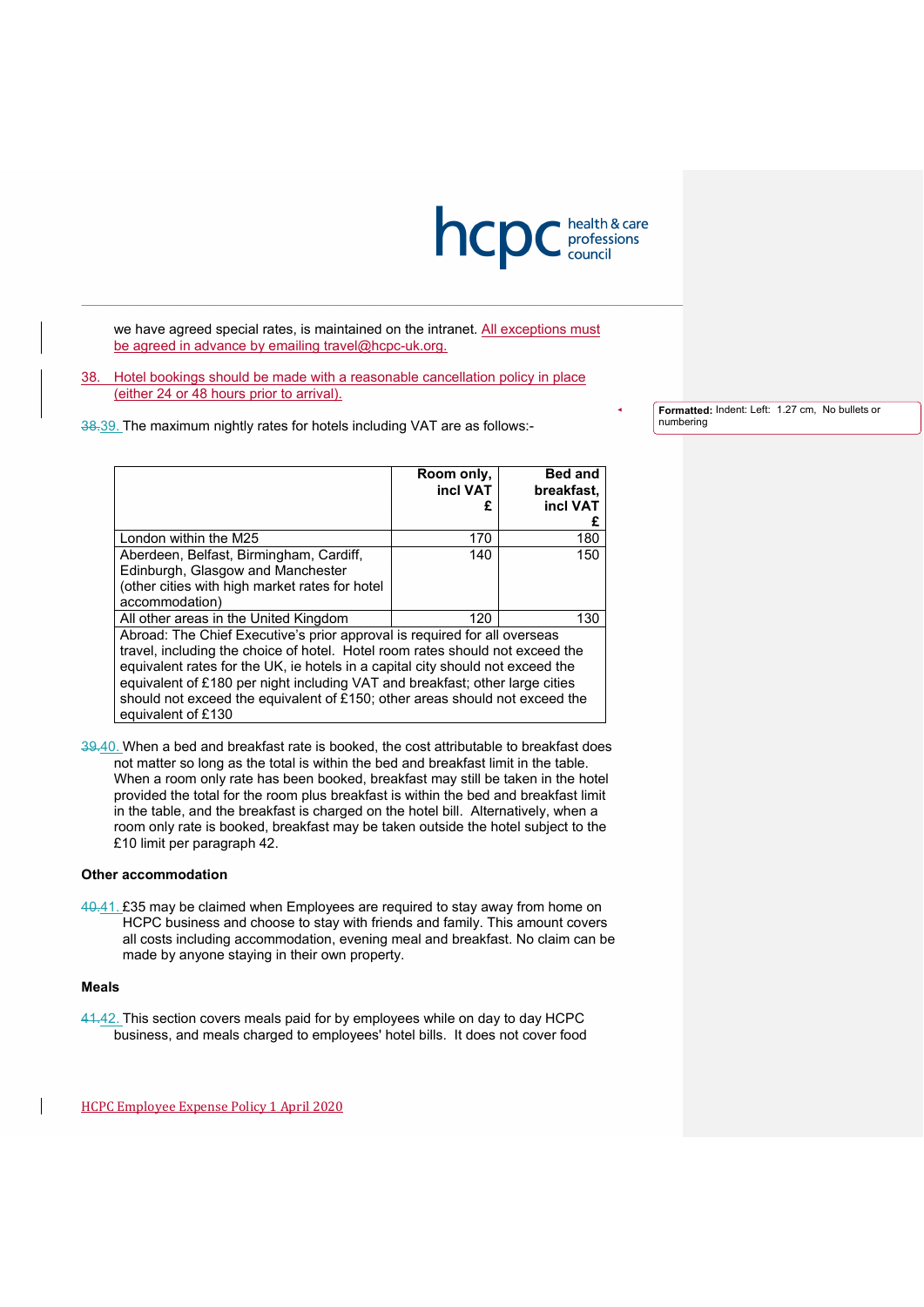we have agreed special rates, is maintained on the intranet. All exceptions must be agreed in advance by emailing travel@hcpc-uk.org.

38. Hotel bookings should be made with a reasonable cancellation policy in place (either 24 or 48 hours prior to arrival).

38.39. The maximum nightly rates for hotels including VAT are as follows:-

| | Room only, incl VAT £ | Bed and breakfast, incl VAT £ |
|---|---|---|
| London within the M25 | 170 | 180 |
| Aberdeen, Belfast, Birmingham, Cardiff, Edinburgh, Glasgow and Manchester (other cities with high market rates for hotel accommodation) | 140 | 150 |
| All other areas in the United Kingdom | 120 | 130 |
| Abroad: The Chief Executive's prior approval is required for all overseas travel, including the choice of hotel. Hotel room rates should not exceed the equivalent rates for the UK, ie hotels in a capital city should not exceed the equivalent of £180 per night including VAT and breakfast; other large cities should not exceed the equivalent of £150; other areas should not exceed the equivalent of £130 | | |

39.40. When a bed and breakfast rate is booked, the cost attributable to breakfast does not matter so long as the total is within the bed and breakfast limit in the table. When a room only rate has been booked, breakfast may still be taken in the hotel provided the total for the room plus breakfast is within the bed and breakfast limit in the table, and the breakfast is charged on the hotel bill. Alternatively, when a room only rate is booked, breakfast may be taken outside the hotel subject to the £10 limit per paragraph 42.

**Other accommodation**

40.41. £35 may be claimed when Employees are required to stay away from home on HCPC business and choose to stay with friends and family. This amount covers all costs including accommodation, evening meal and breakfast. No claim can be made by anyone staying in their own property.

**Meals**

41.42. This section covers meals paid for by employees while on day to day HCPC business, and meals charged to employees' hotel bills. It does not cover food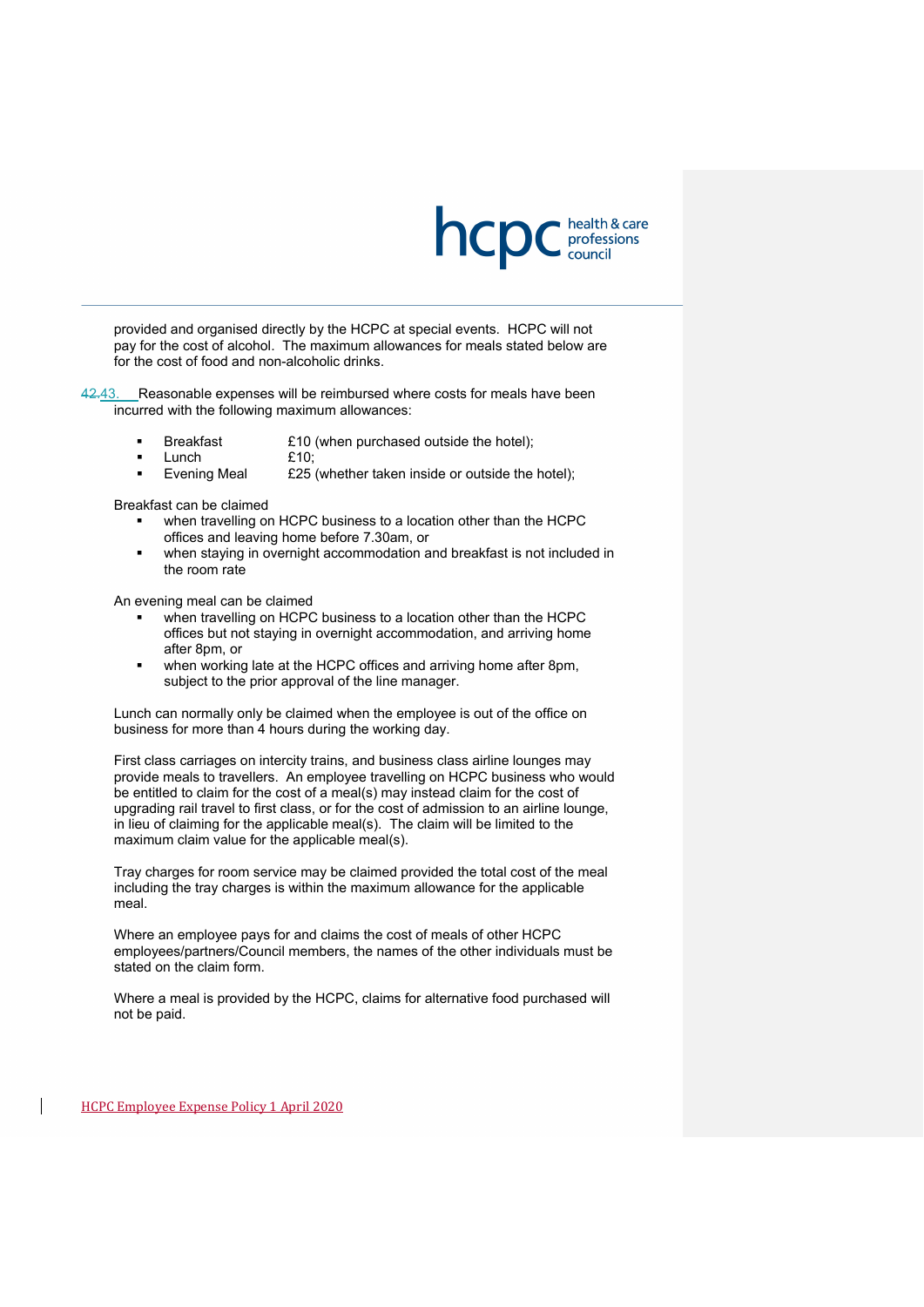provided and organised directly by the HCPC at special events. HCPC will not pay for the cost of alcohol. The maximum allowances for meals stated below are for the cost of food and non-alcoholic drinks.

42.43. Reasonable expenses will be reimbursed where costs for meals have been incurred with the following maximum allowances:

- Breakfast £10 (when purchased outside the hotel);
- Lunch £10;
- Evening Meal £25 (whether taken inside or outside the hotel);

Breakfast can be claimed

- when travelling on HCPC business to a location other than the HCPC offices and leaving home before 7.30am, or
- when staying in overnight accommodation and breakfast is not included in the room rate

An evening meal can be claimed

- when travelling on HCPC business to a location other than the HCPC offices but not staying in overnight accommodation, and arriving home after 8pm, or
- when working late at the HCPC offices and arriving home after 8pm, subject to the prior approval of the line manager.

Lunch can normally only be claimed when the employee is out of the office on business for more than 4 hours during the working day.

First class carriages on intercity trains, and business class airline lounges may provide meals to travellers. An employee travelling on HCPC business who would be entitled to claim for the cost of a meal(s) may instead claim for the cost of upgrading rail travel to first class, or for the cost of admission to an airline lounge, in lieu of claiming for the applicable meal(s). The claim will be limited to the maximum claim value for the applicable meal(s).

Tray charges for room service may be claimed provided the total cost of the meal including the tray charges is within the maximum allowance for the applicable meal.

Where an employee pays for and claims the cost of meals of other HCPC employees/partners/Council members, the names of the other individuals must be stated on the claim form.

Where a meal is provided by the HCPC, claims for alternative food purchased will not be paid.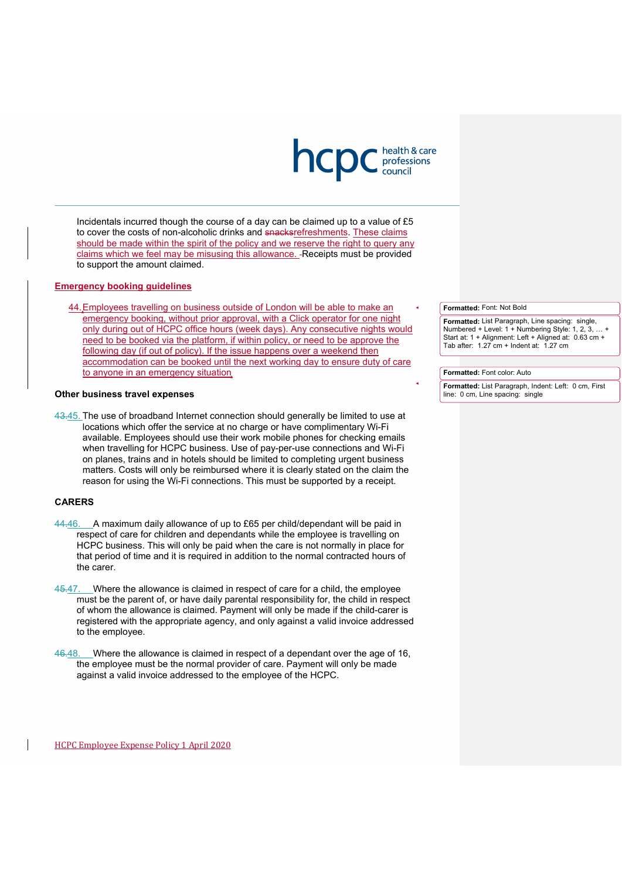Incidentals incurred though the course of a day can be claimed up to a value of £5 to cover the costs of non-alcoholic drinks and snacksrefreshments. These claims should be made within the spirit of the policy and we reserve the right to query any claims which we feel may be misusing this allowance. Receipts must be provided to support the amount claimed.

**Emergency booking guidelines**

44. Employees travelling on business outside of London will be able to make an emergency booking, without prior approval, with a Click operator for one night only during out of HCPC office hours (week days). Any consecutive nights would need to be booked via the platform, if within policy, or need to be approve the following day (if out of policy). If the issue happens over a weekend then accommodation can be booked until the next working day to ensure duty of care to anyone in an emergency situation

**Other business travel expenses**

43.45. The use of broadband Internet connection should generally be limited to use at locations which offer the service at no charge or have complimentary Wi-Fi available. Employees should use their work mobile phones for checking emails when travelling for HCPC business. Use of pay-per-use connections and Wi-Fi on planes, trains and in hotels should be limited to completing urgent business matters. Costs will only be reimbursed where it is clearly stated on the claim the reason for using the Wi-Fi connections. This must be supported by a receipt.

**CARERS**

44.46. A maximum daily allowance of up to £65 per child/dependant will be paid in respect of care for children and dependants while the employee is travelling on HCPC business. This will only be paid when the care is not normally in place for that period of time and it is required in addition to the normal contracted hours of the carer.

45.47. Where the allowance is claimed in respect of care for a child, the employee must be the parent of, or have daily parental responsibility for, the child in respect of whom the allowance is claimed. Payment will only be made if the child-carer is registered with the appropriate agency, and only against a valid invoice addressed to the employee.

46.48. Where the allowance is claimed in respect of a dependant over the age of 16, the employee must be the normal provider of care. Payment will only be made against a valid invoice addressed to the employee of the HCPC.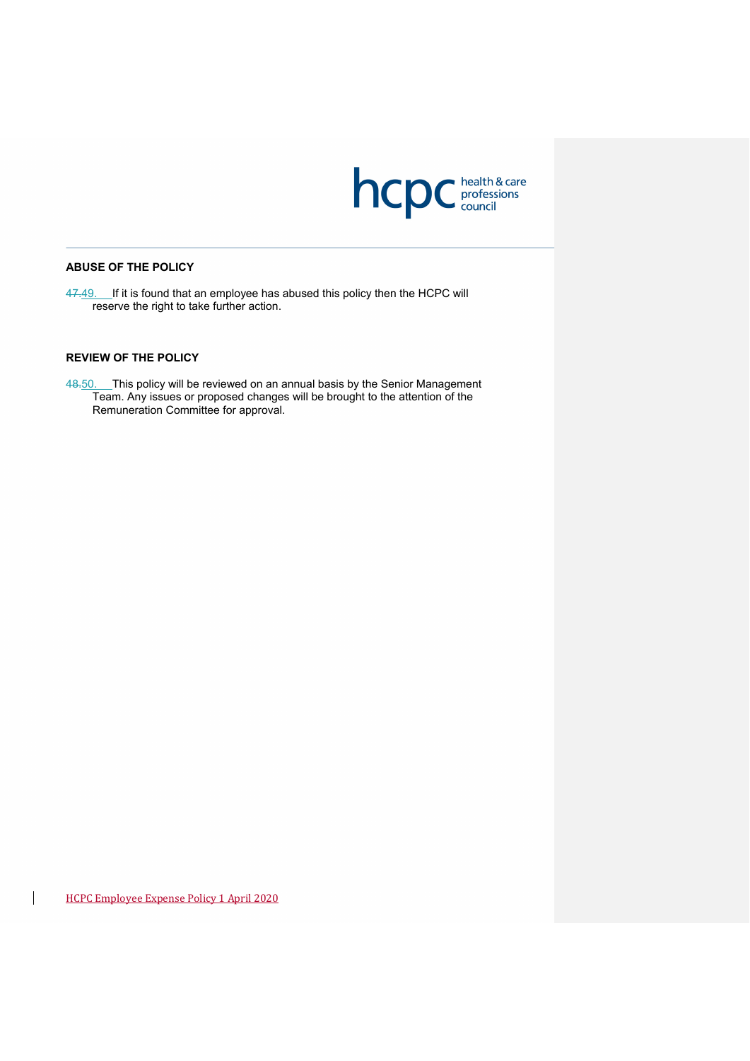## ABUSE OF THE POLICY

~~47.~~49. If it is found that an employee has abused this policy then the HCPC will reserve the right to take further action.

## REVIEW OF THE POLICY

~~48.~~50. This policy will be reviewed on an annual basis by the Senior Management Team. Any issues or proposed changes will be brought to the attention of the Remuneration Committee for approval.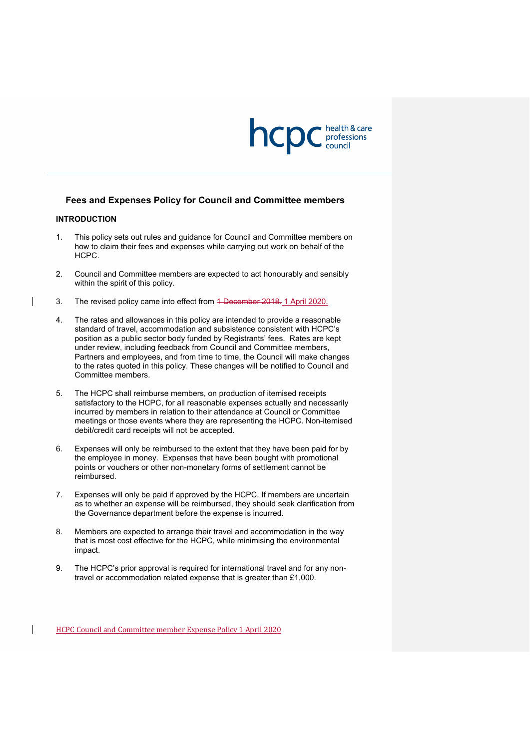## Fees and Expenses Policy for Council and Committee members

### INTRODUCTION

1. This policy sets out rules and guidance for Council and Committee members on how to claim their fees and expenses while carrying out work on behalf of the HCPC.

2. Council and Committee members are expected to act honourably and sensibly within the spirit of this policy.

3. The revised policy came into effect from ~~1 December 2018.~~ 1 April 2020.

4. The rates and allowances in this policy are intended to provide a reasonable standard of travel, accommodation and subsistence consistent with HCPC's position as a public sector body funded by Registrants' fees. Rates are kept under review, including feedback from Council and Committee members, Partners and employees, and from time to time, the Council will make changes to the rates quoted in this policy. These changes will be notified to Council and Committee members.

5. The HCPC shall reimburse members, on production of itemised receipts satisfactory to the HCPC, for all reasonable expenses actually and necessarily incurred by members in relation to their attendance at Council or Committee meetings or those events where they are representing the HCPC. Non-itemised debit/credit card receipts will not be accepted.

6. Expenses will only be reimbursed to the extent that they have been paid for by the employee in money. Expenses that have been bought with promotional points or vouchers or other non-monetary forms of settlement cannot be reimbursed.

7. Expenses will only be paid if approved by the HCPC. If members are uncertain as to whether an expense will be reimbursed, they should seek clarification from the Governance department before the expense is incurred.

8. Members are expected to arrange their travel and accommodation in the way that is most cost effective for the HCPC, while minimising the environmental impact.

9. The HCPC's prior approval is required for international travel and for any non-travel or accommodation related expense that is greater than £1,000.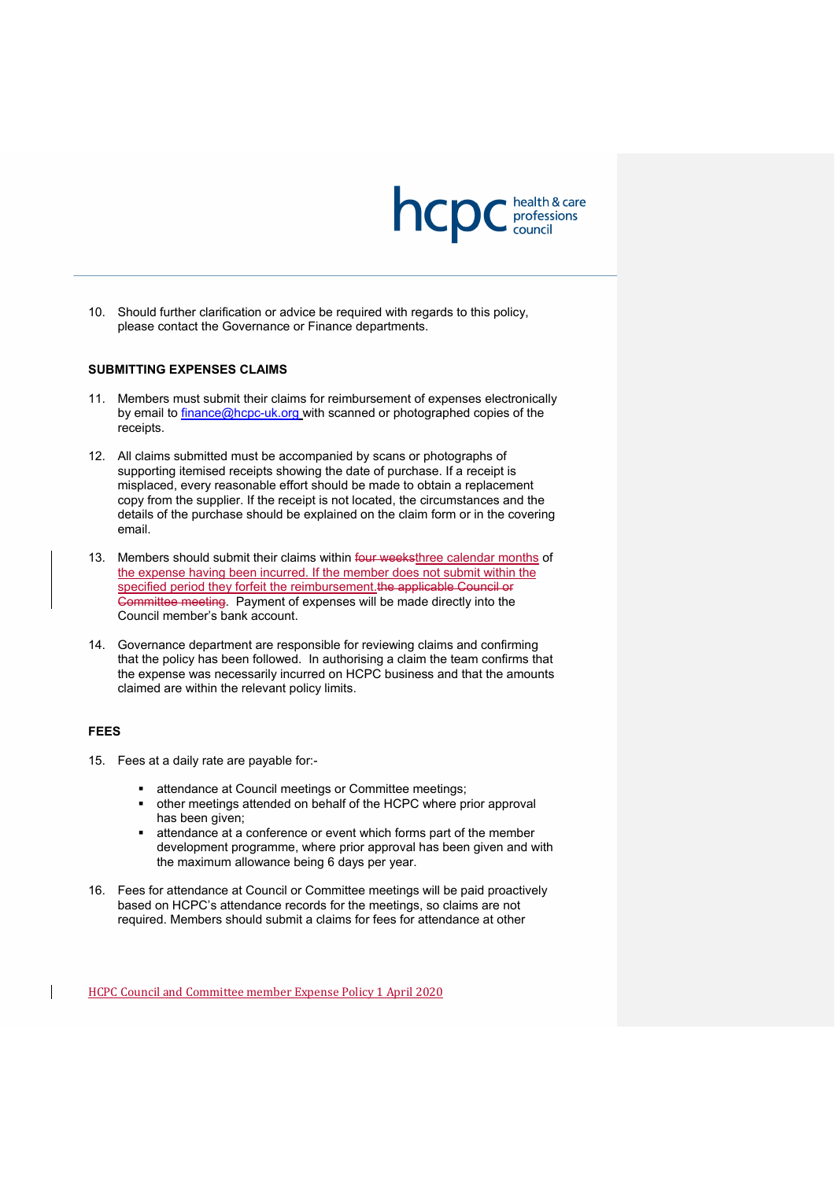10. Should further clarification or advice be required with regards to this policy, please contact the Governance or Finance departments.

**SUBMITTING EXPENSES CLAIMS**

11. Members must submit their claims for reimbursement of expenses electronically by email to finance@hcpc-uk.org with scanned or photographed copies of the receipts.

12. All claims submitted must be accompanied by scans or photographs of supporting itemised receipts showing the date of purchase. If a receipt is misplaced, every reasonable effort should be made to obtain a replacement copy from the supplier. If the receipt is not located, the circumstances and the details of the purchase should be explained on the claim form or in the covering email.

13. Members should submit their claims within ~~four weeks~~three calendar months of the expense having been incurred. If the member does not submit within the specified period they forfeit the reimbursement.~~the applicable Council or Committee meeting~~. Payment of expenses will be made directly into the Council member's bank account.

14. Governance department are responsible for reviewing claims and confirming that the policy has been followed. In authorising a claim the team confirms that the expense was necessarily incurred on HCPC business and that the amounts claimed are within the relevant policy limits.

**FEES**

15. Fees at a daily rate are payable for:-

    - attendance at Council meetings or Committee meetings;
    - other meetings attended on behalf of the HCPC where prior approval has been given;
    - attendance at a conference or event which forms part of the member development programme, where prior approval has been given and with the maximum allowance being 6 days per year.

16. Fees for attendance at Council or Committee meetings will be paid proactively based on HCPC's attendance records for the meetings, so claims are not required. Members should submit a claims for fees for attendance at other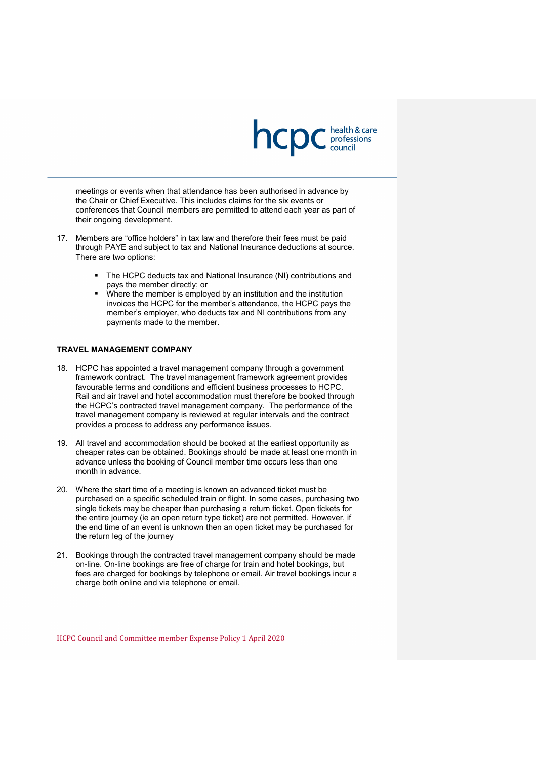meetings or events when that attendance has been authorised in advance by the Chair or Chief Executive. This includes claims for the six events or conferences that Council members are permitted to attend each year as part of their ongoing development.

17. Members are "office holders" in tax law and therefore their fees must be paid through PAYE and subject to tax and National Insurance deductions at source. There are two options:

    - The HCPC deducts tax and National Insurance (NI) contributions and pays the member directly; or
    - Where the member is employed by an institution and the institution invoices the HCPC for the member's attendance, the HCPC pays the member's employer, who deducts tax and NI contributions from any payments made to the member.

**TRAVEL MANAGEMENT COMPANY**

18. HCPC has appointed a travel management company through a government framework contract. The travel management framework agreement provides favourable terms and conditions and efficient business processes to HCPC. Rail and air travel and hotel accommodation must therefore be booked through the HCPC's contracted travel management company. The performance of the travel management company is reviewed at regular intervals and the contract provides a process to address any performance issues.

19. All travel and accommodation should be booked at the earliest opportunity as cheaper rates can be obtained. Bookings should be made at least one month in advance unless the booking of Council member time occurs less than one month in advance.

20. Where the start time of a meeting is known an advanced ticket must be purchased on a specific scheduled train or flight. In some cases, purchasing two single tickets may be cheaper than purchasing a return ticket. Open tickets for the entire journey (ie an open return type ticket) are not permitted. However, if the end time of an event is unknown then an open ticket may be purchased for the return leg of the journey

21. Bookings through the contracted travel management company should be made on-line. On-line bookings are free of charge for train and hotel bookings, but fees are charged for bookings by telephone or email. Air travel bookings incur a charge both online and via telephone or email.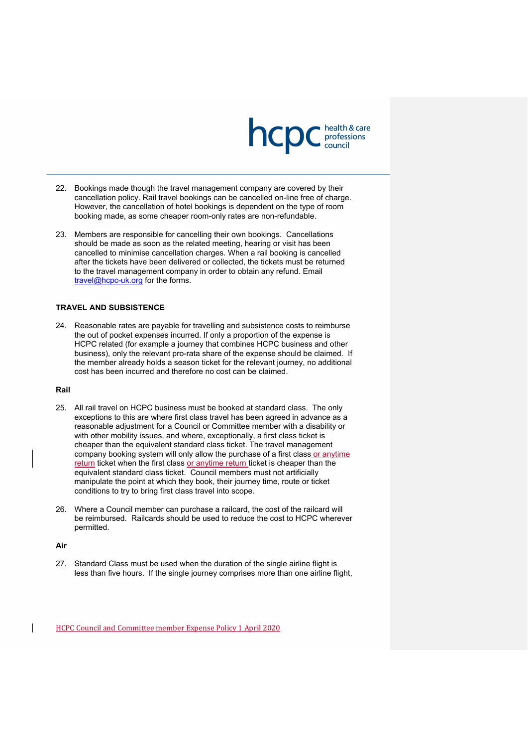22. Bookings made though the travel management company are covered by their cancellation policy. Rail travel bookings can be cancelled on-line free of charge. However, the cancellation of hotel bookings is dependent on the type of room booking made, as some cheaper room-only rates are non-refundable.

23. Members are responsible for cancelling their own bookings. Cancellations should be made as soon as the related meeting, hearing or visit has been cancelled to minimise cancellation charges. When a rail booking is cancelled after the tickets have been delivered or collected, the tickets must be returned to the travel management company in order to obtain any refund. Email travel@hcpc-uk.org for the forms.

## TRAVEL AND SUBSISTENCE

24. Reasonable rates are payable for travelling and subsistence costs to reimburse the out of pocket expenses incurred. If only a proportion of the expense is HCPC related (for example a journey that combines HCPC business and other business), only the relevant pro-rata share of the expense should be claimed. If the member already holds a season ticket for the relevant journey, no additional cost has been incurred and therefore no cost can be claimed.

### Rail

25. All rail travel on HCPC business must be booked at standard class. The only exceptions to this are where first class travel has been agreed in advance as a reasonable adjustment for a Council or Committee member with a disability or with other mobility issues, and where, exceptionally, a first class ticket is cheaper than the equivalent standard class ticket. The travel management company booking system will only allow the purchase of a first class or anytime return ticket when the first class or anytime return ticket is cheaper than the equivalent standard class ticket. Council members must not artificially manipulate the point at which they book, their journey time, route or ticket conditions to try to bring first class travel into scope.

26. Where a Council member can purchase a railcard, the cost of the railcard will be reimbursed. Railcards should be used to reduce the cost to HCPC wherever permitted.

### Air

27. Standard Class must be used when the duration of the single airline flight is less than five hours. If the single journey comprises more than one airline flight,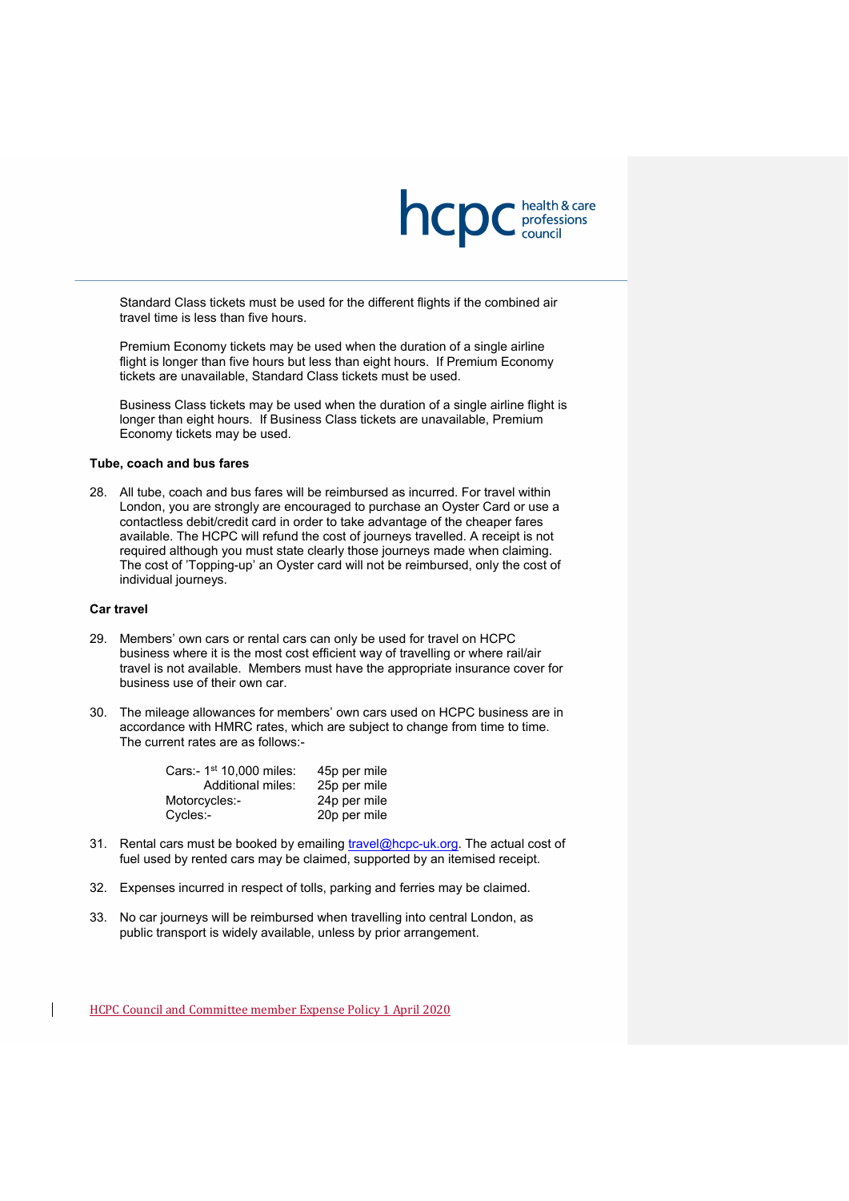Standard Class tickets must be used for the different flights if the combined air travel time is less than five hours.

Premium Economy tickets may be used when the duration of a single airline flight is longer than five hours but less than eight hours. If Premium Economy tickets are unavailable, Standard Class tickets must be used.

Business Class tickets may be used when the duration of a single airline flight is longer than eight hours. If Business Class tickets are unavailable, Premium Economy tickets may be used.

**Tube, coach and bus fares**

28. All tube, coach and bus fares will be reimbursed as incurred. For travel within London, you are strongly are encouraged to purchase an Oyster Card or use a contactless debit/credit card in order to take advantage of the cheaper fares available. The HCPC will refund the cost of journeys travelled. A receipt is not required although you must state clearly those journeys made when claiming. The cost of 'Topping-up' an Oyster card will not be reimbursed, only the cost of individual journeys.

**Car travel**

29. Members' own cars or rental cars can only be used for travel on HCPC business where it is the most cost efficient way of travelling or where rail/air travel is not available. Members must have the appropriate insurance cover for business use of their own car.

30. The mileage allowances for members' own cars used on HCPC business are in accordance with HMRC rates, which are subject to change from time to time. The current rates are as follows:-

| | |
|---|---|
| Cars:- 1st 10,000 miles: | 45p per mile |
| Additional miles: | 25p per mile |
| Motorcycles:- | 24p per mile |
| Cycles:- | 20p per mile |

31. Rental cars must be booked by emailing travel@hcpc-uk.org. The actual cost of fuel used by rented cars may be claimed, supported by an itemised receipt.

32. Expenses incurred in respect of tolls, parking and ferries may be claimed.

33. No car journeys will be reimbursed when travelling into central London, as public transport is widely available, unless by prior arrangement.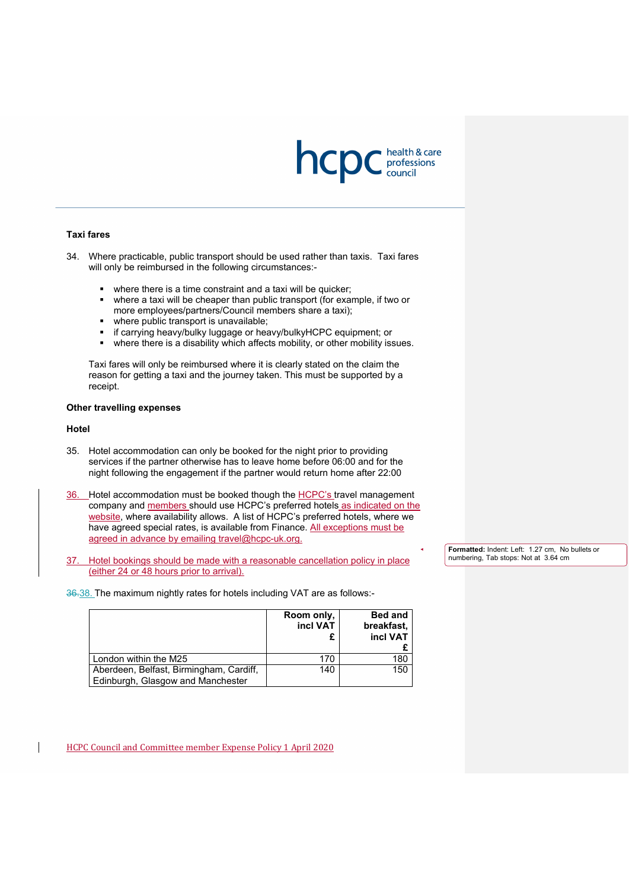**Taxi fares**

34. Where practicable, public transport should be used rather than taxis. Taxi fares will only be reimbursed in the following circumstances:-

    - where there is a time constraint and a taxi will be quicker;
    - where a taxi will be cheaper than public transport (for example, if two or more employees/partners/Council members share a taxi);
    - where public transport is unavailable;
    - if carrying heavy/bulky luggage or heavy/bulkyHCPC equipment; or
    - where there is a disability which affects mobility, or other mobility issues.

    Taxi fares will only be reimbursed where it is clearly stated on the claim the reason for getting a taxi and the journey taken. This must be supported by a receipt.

**Other travelling expenses**

**Hotel**

35. Hotel accommodation can only be booked for the night prior to providing services if the partner otherwise has to leave home before 06:00 and for the night following the engagement if the partner would return home after 22:00

36. Hotel accommodation must be booked though the HCPC's travel management company and members should use HCPC's preferred hotels as indicated on the website, where availability allows. A list of HCPC's preferred hotels, where we have agreed special rates, is available from Finance. All exceptions must be agreed in advance by emailing travel@hcpc-uk.org.

37. Hotel bookings should be made with a reasonable cancellation policy in place (either 24 or 48 hours prior to arrival).

~~36.~~38. The maximum nightly rates for hotels including VAT are as follows:-

| | Room only, incl VAT £ | Bed and breakfast, incl VAT £ |
|---|---|---|
| London within the M25 | 170 | 180 |
| Aberdeen, Belfast, Birmingham, Cardiff, Edinburgh, Glasgow and Manchester | 140 | 150 |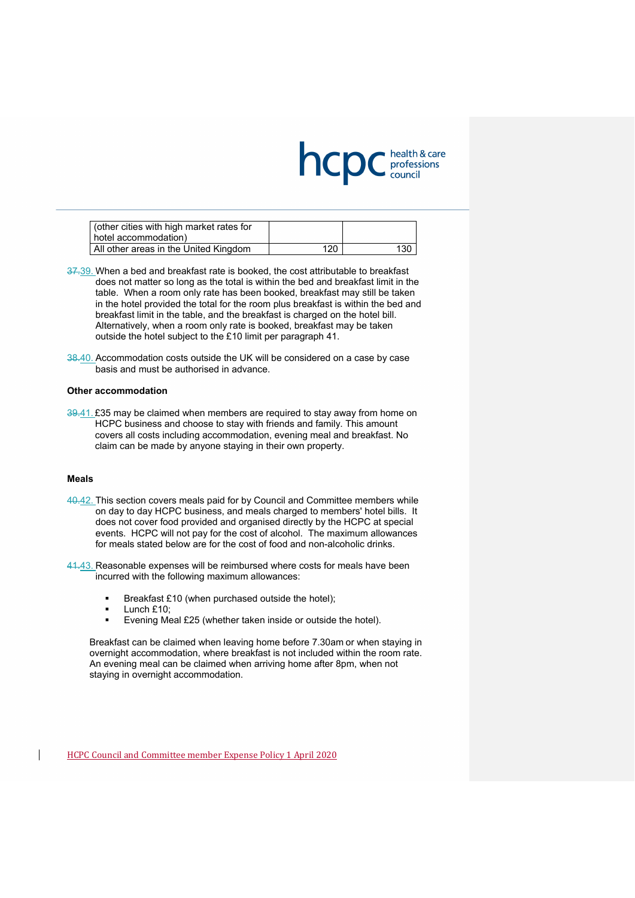| (other cities with high market rates for hotel accommodation) | | |
|---|---|---|
| All other areas in the United Kingdom | 120 | 130 |

~~37.~~39. When a bed and breakfast rate is booked, the cost attributable to breakfast does not matter so long as the total is within the bed and breakfast limit in the table. When a room only rate has been booked, breakfast may still be taken in the hotel provided the total for the room plus breakfast is within the bed and breakfast limit in the table, and the breakfast is charged on the hotel bill. Alternatively, when a room only rate is booked, breakfast may be taken outside the hotel subject to the £10 limit per paragraph 41.

~~38.~~40. Accommodation costs outside the UK will be considered on a case by case basis and must be authorised in advance.

**Other accommodation**

~~39.~~41. £35 may be claimed when members are required to stay away from home on HCPC business and choose to stay with friends and family. This amount covers all costs including accommodation, evening meal and breakfast. No claim can be made by anyone staying in their own property.

**Meals**

~~40.~~42. This section covers meals paid for by Council and Committee members while on day to day HCPC business, and meals charged to members' hotel bills. It does not cover food provided and organised directly by the HCPC at special events. HCPC will not pay for the cost of alcohol. The maximum allowances for meals stated below are for the cost of food and non-alcoholic drinks.

~~41.~~43. Reasonable expenses will be reimbursed where costs for meals have been incurred with the following maximum allowances:

- Breakfast £10 (when purchased outside the hotel);
- Lunch £10;
- Evening Meal £25 (whether taken inside or outside the hotel).

Breakfast can be claimed when leaving home before 7.30am or when staying in overnight accommodation, where breakfast is not included within the room rate. An evening meal can be claimed when arriving home after 8pm, when not staying in overnight accommodation.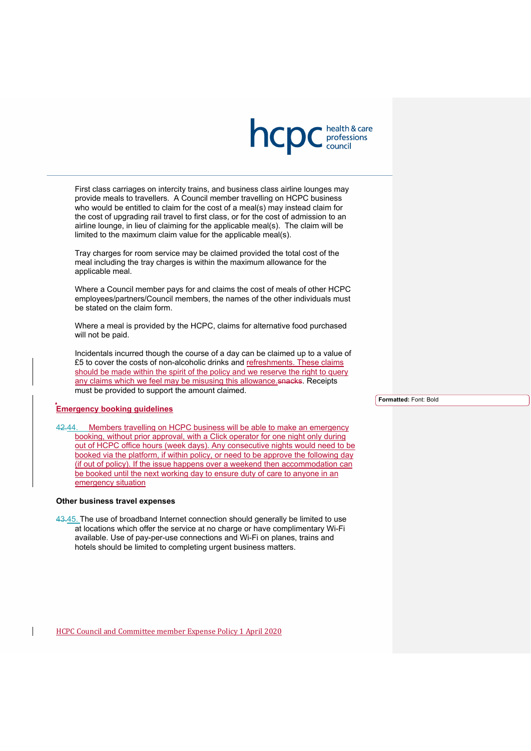First class carriages on intercity trains, and business class airline lounges may provide meals to travellers. A Council member travelling on HCPC business who would be entitled to claim for the cost of a meal(s) may instead claim for the cost of upgrading rail travel to first class, or for the cost of admission to an airline lounge, in lieu of claiming for the applicable meal(s). The claim will be limited to the maximum claim value for the applicable meal(s).

Tray charges for room service may be claimed provided the total cost of the meal including the tray charges is within the maximum allowance for the applicable meal.

Where a Council member pays for and claims the cost of meals of other HCPC employees/partners/Council members, the names of the other individuals must be stated on the claim form.

Where a meal is provided by the HCPC, claims for alternative food purchased will not be paid.

Incidentals incurred though the course of a day can be claimed up to a value of £5 to cover the costs of non-alcoholic drinks and refreshments. These claims should be made within the spirit of the policy and we reserve the right to query any claims which we feel may be misusing this allowance.~~snacks~~. Receipts must be provided to support the amount claimed.

**Emergency booking guidelines**

~~42.~~44. Members travelling on HCPC business will be able to make an emergency booking, without prior approval, with a Click operator for one night only during out of HCPC office hours (week days). Any consecutive nights would need to be booked via the platform, if within policy, or need to be approve the following day (if out of policy). If the issue happens over a weekend then accommodation can be booked until the next working day to ensure duty of care to anyone in an emergency situation

**Other business travel expenses**

~~43.~~45. The use of broadband Internet connection should generally be limited to use at locations which offer the service at no charge or have complimentary Wi-Fi available. Use of pay-per-use connections and Wi-Fi on planes, trains and hotels should be limited to completing urgent business matters.

Formatted: Font: Bold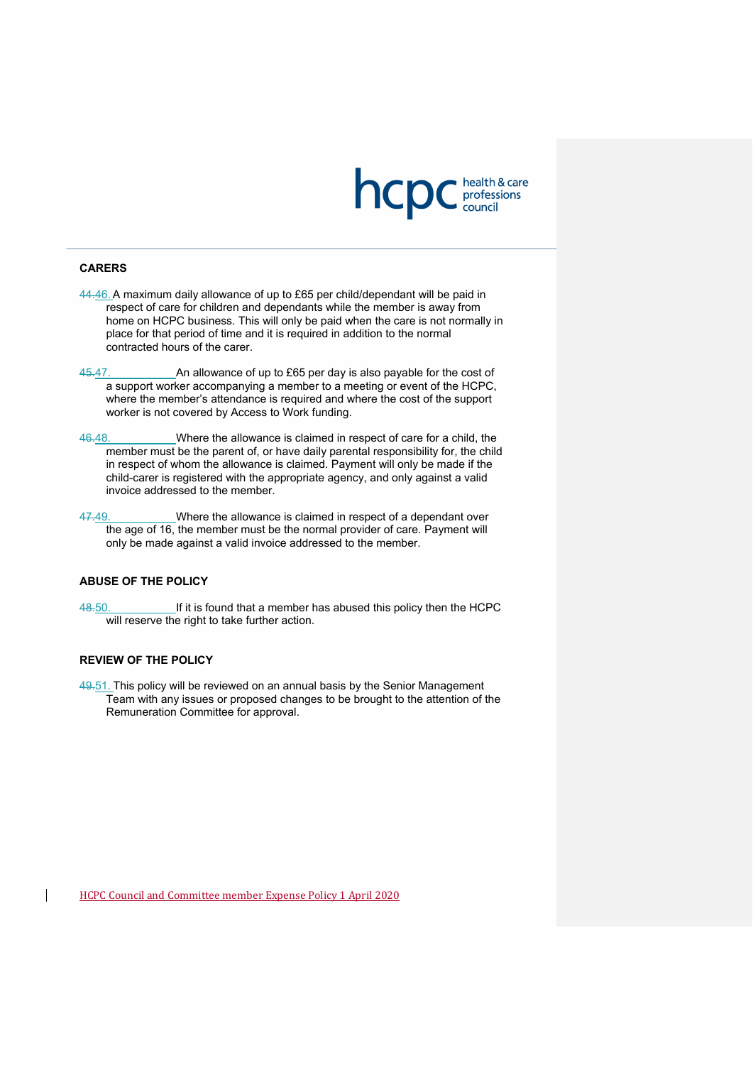## CARERS

44.46. A maximum daily allowance of up to £65 per child/dependant will be paid in respect of care for children and dependants while the member is away from home on HCPC business. This will only be paid when the care is not normally in place for that period of time and it is required in addition to the normal contracted hours of the carer.

45.47. An allowance of up to £65 per day is also payable for the cost of a support worker accompanying a member to a meeting or event of the HCPC, where the member's attendance is required and where the cost of the support worker is not covered by Access to Work funding.

46.48. Where the allowance is claimed in respect of care for a child, the member must be the parent of, or have daily parental responsibility for, the child in respect of whom the allowance is claimed. Payment will only be made if the child-carer is registered with the appropriate agency, and only against a valid invoice addressed to the member.

47.49. Where the allowance is claimed in respect of a dependant over the age of 16, the member must be the normal provider of care. Payment will only be made against a valid invoice addressed to the member.

## ABUSE OF THE POLICY

48.50. If it is found that a member has abused this policy then the HCPC will reserve the right to take further action.

## REVIEW OF THE POLICY

49.51. This policy will be reviewed on an annual basis by the Senior Management Team with any issues or proposed changes to be brought to the attention of the Remuneration Committee for approval.